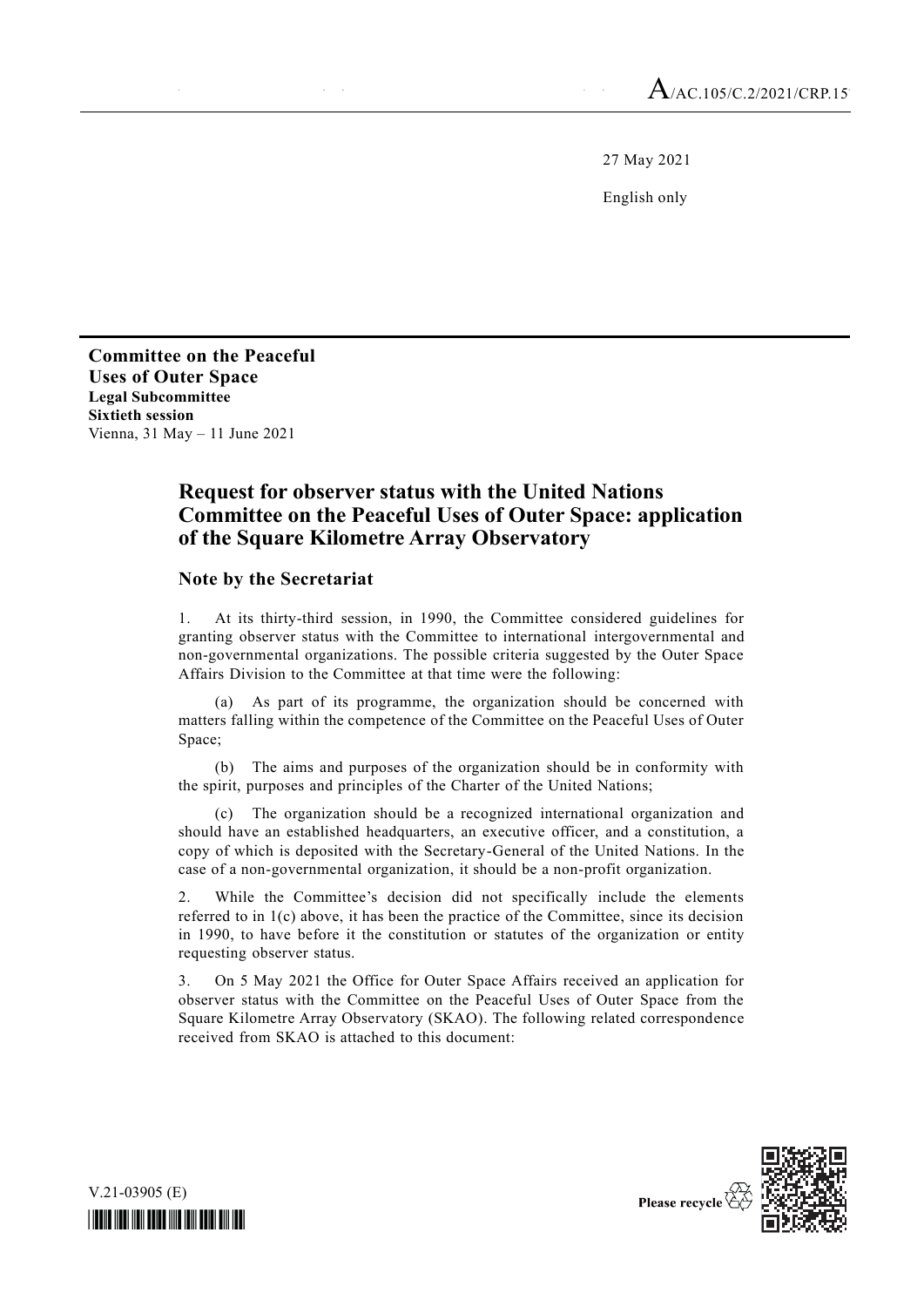A/AC.105/C.2/2021/CRP.15

27 May 2021

English only

**Committee on the Peaceful Uses of Outer Space**
**Legal Subcommittee**
**Sixtieth session**
Vienna, 31 May – 11 June 2021

# Request for observer status with the United Nations Committee on the Peaceful Uses of Outer Space: application of the Square Kilometre Array Observatory

## Note by the Secretariat

1. At its thirty-third session, in 1990, the Committee considered guidelines for granting observer status with the Committee to international intergovernmental and non-governmental organizations. The possible criteria suggested by the Outer Space Affairs Division to the Committee at that time were the following:

(a) As part of its programme, the organization should be concerned with matters falling within the competence of the Committee on the Peaceful Uses of Outer Space;

(b) The aims and purposes of the organization should be in conformity with the spirit, purposes and principles of the Charter of the United Nations;

(c) The organization should be a recognized international organization and should have an established headquarters, an executive officer, and a constitution, a copy of which is deposited with the Secretary-General of the United Nations. In the case of a non-governmental organization, it should be a non-profit organization.

2. While the Committee's decision did not specifically include the elements referred to in 1(c) above, it has been the practice of the Committee, since its decision in 1990, to have before it the constitution or statutes of the organization or entity requesting observer status.

3. On 5 May 2021 the Office for Outer Space Affairs received an application for observer status with the Committee on the Peaceful Uses of Outer Space from the Square Kilometre Array Observatory (SKAO). The following related correspondence received from SKAO is attached to this document:

V.21-03905 (E)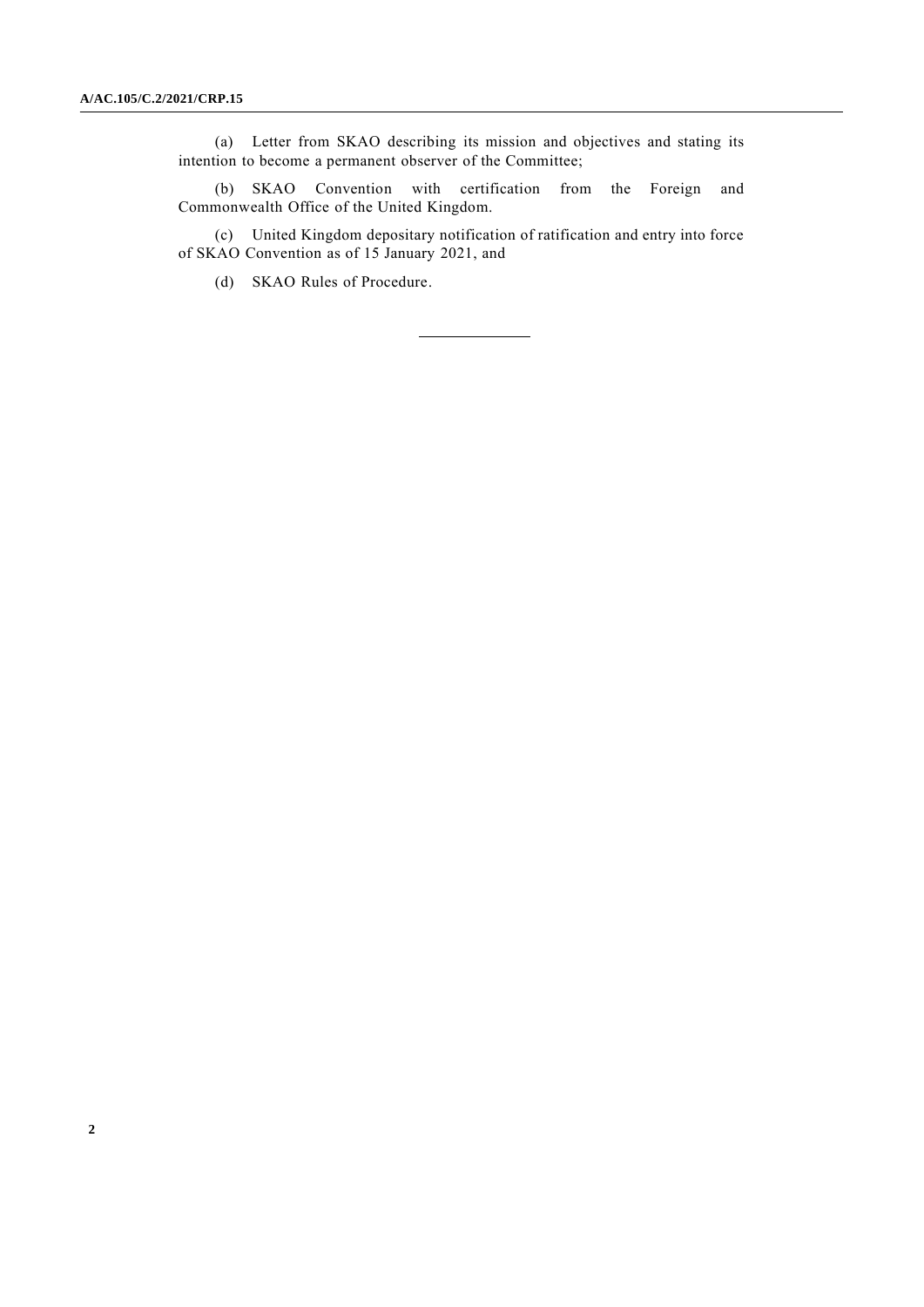(a) Letter from SKAO describing its mission and objectives and stating its intention to become a permanent observer of the Committee;

(b) SKAO Convention with certification from the Foreign and Commonwealth Office of the United Kingdom.

(c) United Kingdom depositary notification of ratification and entry into force of SKAO Convention as of 15 January 2021, and

(d) SKAO Rules of Procedure.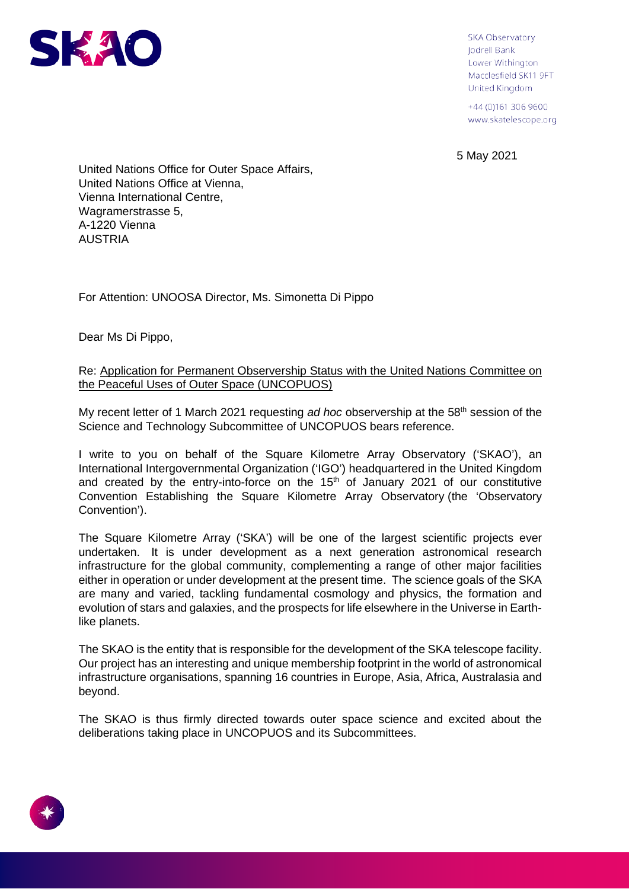SKA Observatory
Jodrell Bank
Lower Withington
Macclesfield SK11 9FT
United Kingdom

+44 (0)161 306 9600
www.skatelescope.org

5 May 2021

United Nations Office for Outer Space Affairs,
United Nations Office at Vienna,
Vienna International Centre,
Wagramerstrasse 5,
A-1220 Vienna
AUSTRIA

For Attention: UNOOSA Director, Ms. Simonetta Di Pippo

Dear Ms Di Pippo,

Re: Application for Permanent Observership Status with the United Nations Committee on the Peaceful Uses of Outer Space (UNCOPUOS)

My recent letter of 1 March 2021 requesting *ad hoc* observership at the 58th session of the Science and Technology Subcommittee of UNCOPUOS bears reference.

I write to you on behalf of the Square Kilometre Array Observatory ('SKAO'), an International Intergovernmental Organization ('IGO') headquartered in the United Kingdom and created by the entry-into-force on the 15th of January 2021 of our constitutive Convention Establishing the Square Kilometre Array Observatory (the 'Observatory Convention').

The Square Kilometre Array ('SKA') will be one of the largest scientific projects ever undertaken. It is under development as a next generation astronomical research infrastructure for the global community, complementing a range of other major facilities either in operation or under development at the present time. The science goals of the SKA are many and varied, tackling fundamental cosmology and physics, the formation and evolution of stars and galaxies, and the prospects for life elsewhere in the Universe in Earth-like planets.

The SKAO is the entity that is responsible for the development of the SKA telescope facility. Our project has an interesting and unique membership footprint in the world of astronomical infrastructure organisations, spanning 16 countries in Europe, Asia, Africa, Australasia and beyond.

The SKAO is thus firmly directed towards outer space science and excited about the deliberations taking place in UNCOPUOS and its Subcommittees.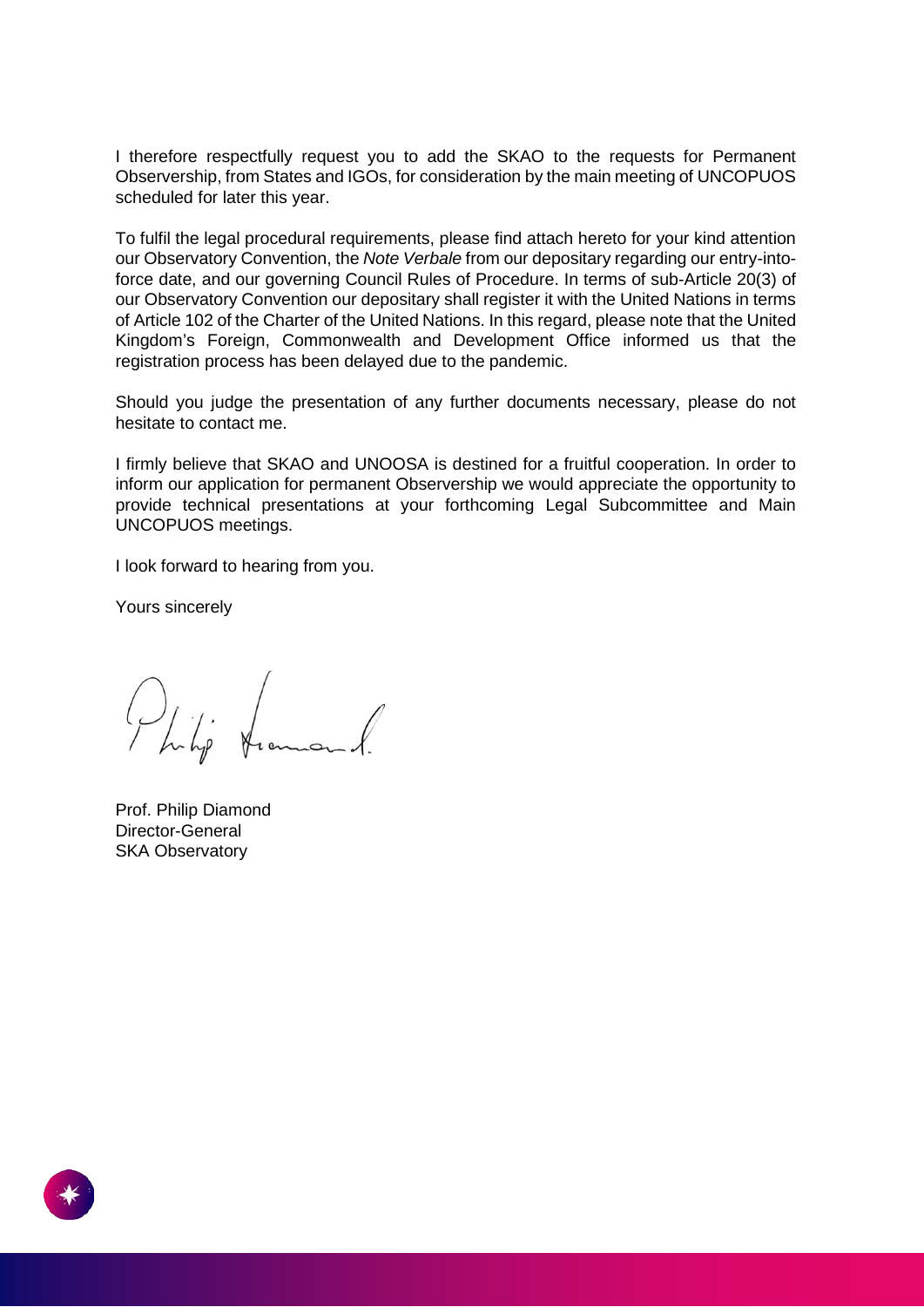I therefore respectfully request you to add the SKAO to the requests for Permanent Observership, from States and IGOs, for consideration by the main meeting of UNCOPUOS scheduled for later this year.

To fulfil the legal procedural requirements, please find attach hereto for your kind attention our Observatory Convention, the *Note Verbale* from our depositary regarding our entry-into-force date, and our governing Council Rules of Procedure. In terms of sub-Article 20(3) of our Observatory Convention our depositary shall register it with the United Nations in terms of Article 102 of the Charter of the United Nations. In this regard, please note that the United Kingdom's Foreign, Commonwealth and Development Office informed us that the registration process has been delayed due to the pandemic.

Should you judge the presentation of any further documents necessary, please do not hesitate to contact me.

I firmly believe that SKAO and UNOOSA is destined for a fruitful cooperation. In order to inform our application for permanent Observership we would appreciate the opportunity to provide technical presentations at your forthcoming Legal Subcommittee and Main UNCOPUOS meetings.

I look forward to hearing from you.

Yours sincerely

Prof. Philip Diamond
Director-General
SKA Observatory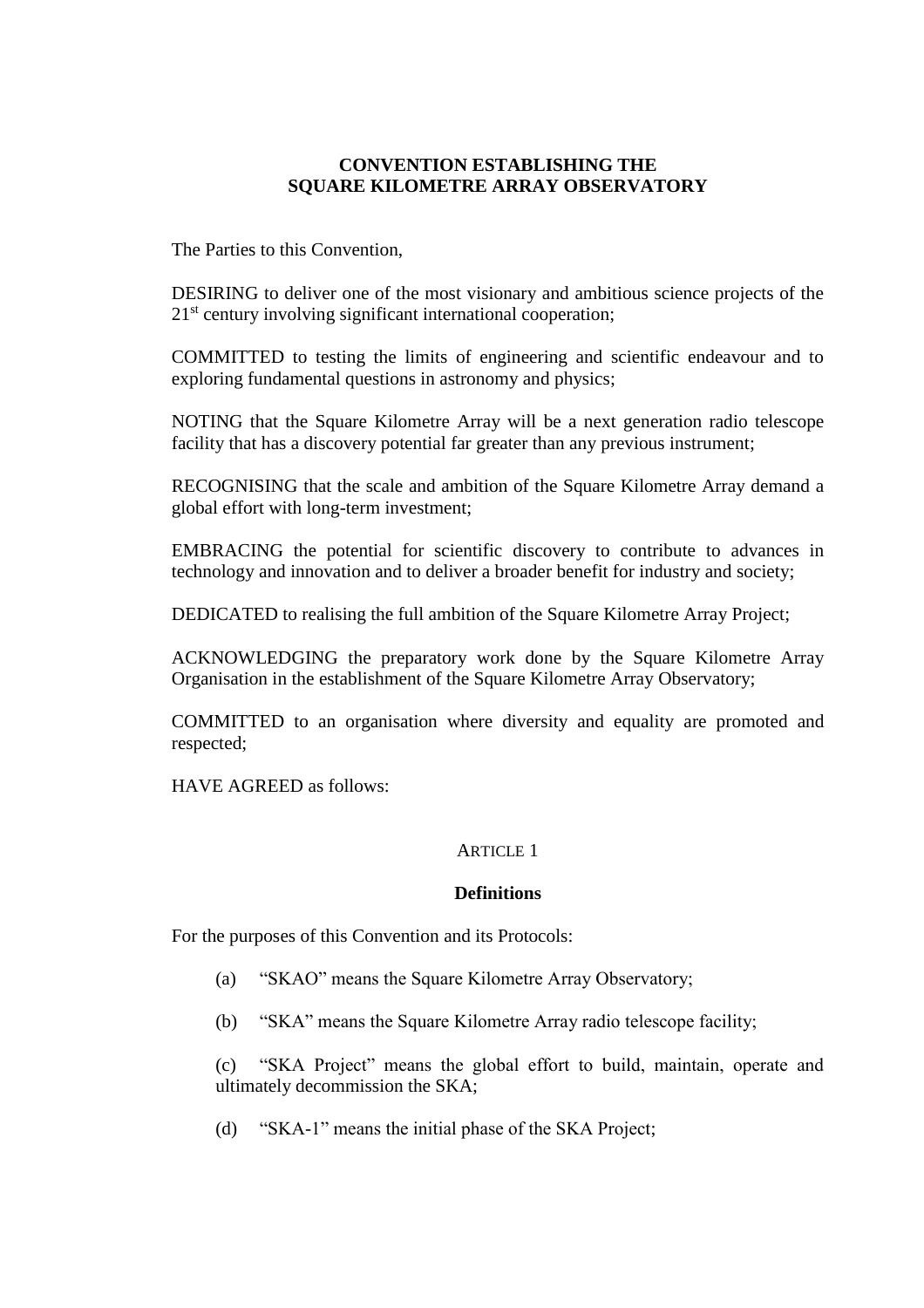# CONVENTION ESTABLISHING THE SQUARE KILOMETRE ARRAY OBSERVATORY

The Parties to this Convention,

DESIRING to deliver one of the most visionary and ambitious science projects of the 21st century involving significant international cooperation;

COMMITTED to testing the limits of engineering and scientific endeavour and to exploring fundamental questions in astronomy and physics;

NOTING that the Square Kilometre Array will be a next generation radio telescope facility that has a discovery potential far greater than any previous instrument;

RECOGNISING that the scale and ambition of the Square Kilometre Array demand a global effort with long-term investment;

EMBRACING the potential for scientific discovery to contribute to advances in technology and innovation and to deliver a broader benefit for industry and society;

DEDICATED to realising the full ambition of the Square Kilometre Array Project;

ACKNOWLEDGING the preparatory work done by the Square Kilometre Array Organisation in the establishment of the Square Kilometre Array Observatory;

COMMITTED to an organisation where diversity and equality are promoted and respected;

HAVE AGREED as follows:

## ARTICLE 1

### Definitions

For the purposes of this Convention and its Protocols:

(a) "SKAO" means the Square Kilometre Array Observatory;

(b) "SKA" means the Square Kilometre Array radio telescope facility;

(c) "SKA Project" means the global effort to build, maintain, operate and ultimately decommission the SKA;

(d) "SKA-1" means the initial phase of the SKA Project;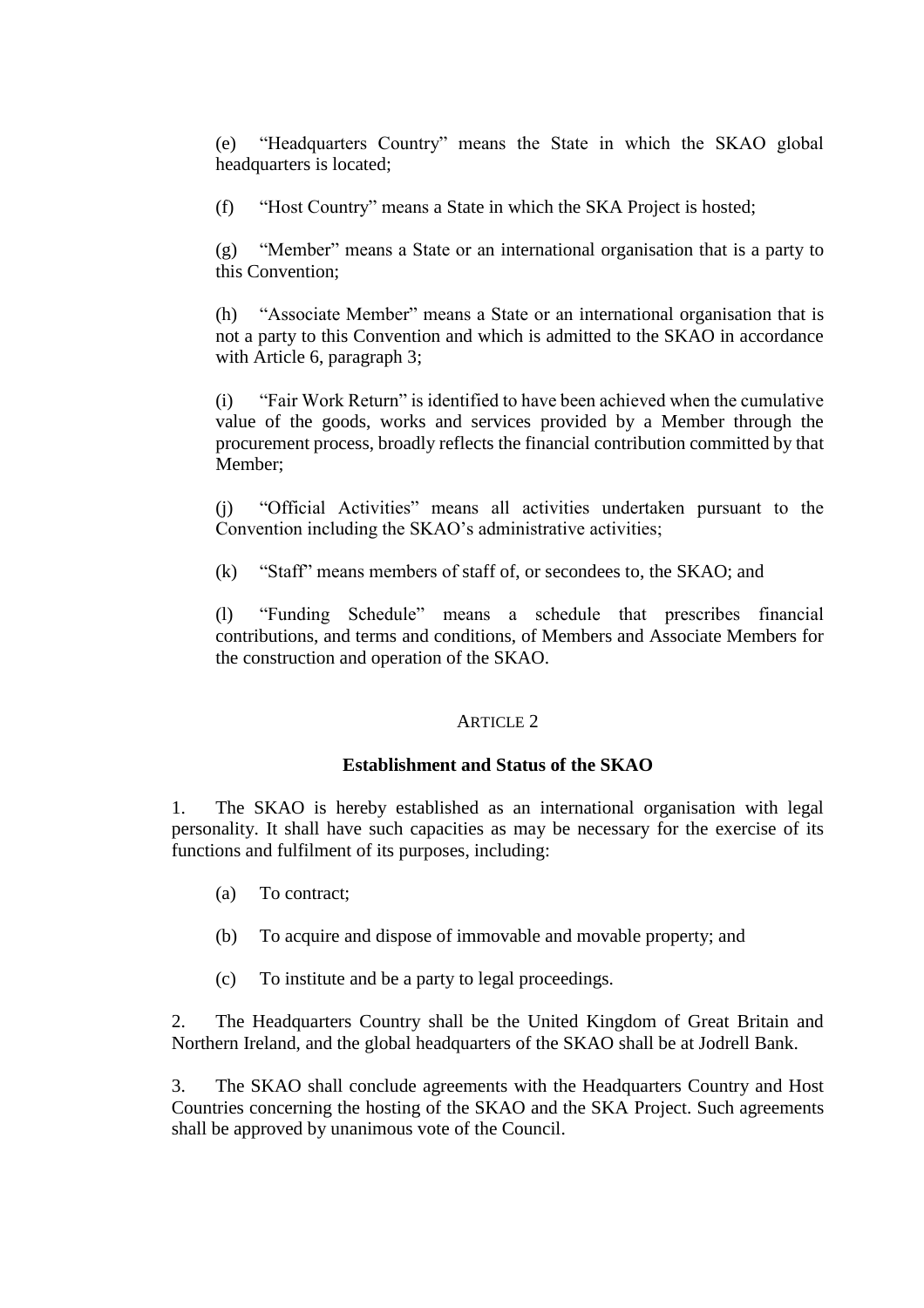(e) “Headquarters Country” means the State in which the SKAO global headquarters is located;

(f) “Host Country” means a State in which the SKA Project is hosted;

(g) “Member” means a State or an international organisation that is a party to this Convention;

(h) “Associate Member” means a State or an international organisation that is not a party to this Convention and which is admitted to the SKAO in accordance with Article 6, paragraph 3;

(i) “Fair Work Return” is identified to have been achieved when the cumulative value of the goods, works and services provided by a Member through the procurement process, broadly reflects the financial contribution committed by that Member;

(j) “Official Activities” means all activities undertaken pursuant to the Convention including the SKAO’s administrative activities;

(k) “Staff” means members of staff of, or secondees to, the SKAO; and

(l) “Funding Schedule” means a schedule that prescribes financial contributions, and terms and conditions, of Members and Associate Members for the construction and operation of the SKAO.

## ARTICLE 2

### Establishment and Status of the SKAO

1. The SKAO is hereby established as an international organisation with legal personality. It shall have such capacities as may be necessary for the exercise of its functions and fulfilment of its purposes, including:

   (a) To contract;

   (b) To acquire and dispose of immovable and movable property; and

   (c) To institute and be a party to legal proceedings.

2. The Headquarters Country shall be the United Kingdom of Great Britain and Northern Ireland, and the global headquarters of the SKAO shall be at Jodrell Bank.

3. The SKAO shall conclude agreements with the Headquarters Country and Host Countries concerning the hosting of the SKAO and the SKA Project. Such agreements shall be approved by unanimous vote of the Council.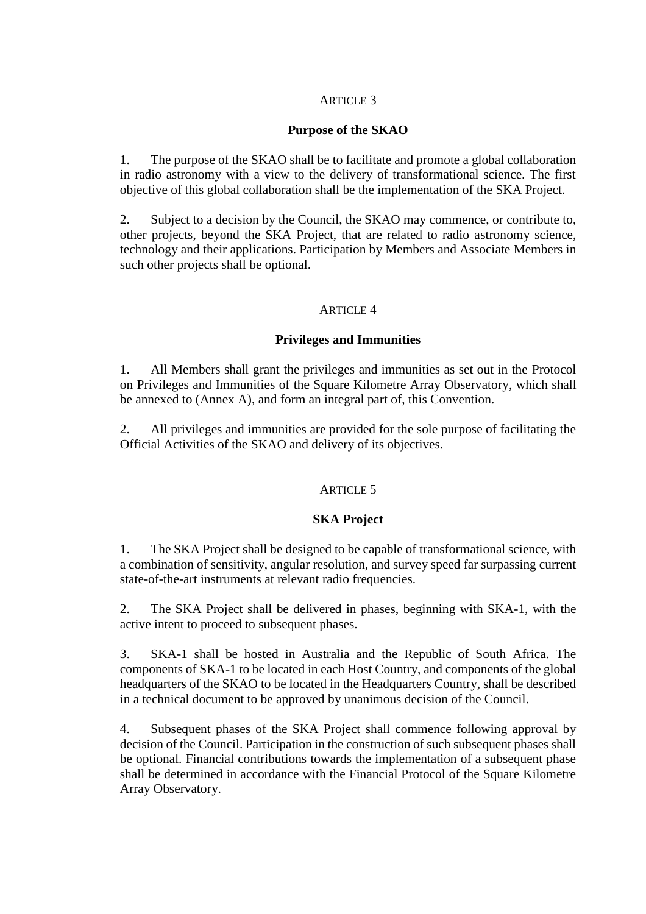## ARTICLE 3

### Purpose of the SKAO

1. The purpose of the SKAO shall be to facilitate and promote a global collaboration in radio astronomy with a view to the delivery of transformational science. The first objective of this global collaboration shall be the implementation of the SKA Project.

2. Subject to a decision by the Council, the SKAO may commence, or contribute to, other projects, beyond the SKA Project, that are related to radio astronomy science, technology and their applications. Participation by Members and Associate Members in such other projects shall be optional.

## ARTICLE 4

### Privileges and Immunities

1. All Members shall grant the privileges and immunities as set out in the Protocol on Privileges and Immunities of the Square Kilometre Array Observatory, which shall be annexed to (Annex A), and form an integral part of, this Convention.

2. All privileges and immunities are provided for the sole purpose of facilitating the Official Activities of the SKAO and delivery of its objectives.

## ARTICLE 5

### SKA Project

1. The SKA Project shall be designed to be capable of transformational science, with a combination of sensitivity, angular resolution, and survey speed far surpassing current state-of-the-art instruments at relevant radio frequencies.

2. The SKA Project shall be delivered in phases, beginning with SKA-1, with the active intent to proceed to subsequent phases.

3. SKA-1 shall be hosted in Australia and the Republic of South Africa. The components of SKA-1 to be located in each Host Country, and components of the global headquarters of the SKAO to be located in the Headquarters Country, shall be described in a technical document to be approved by unanimous decision of the Council.

4. Subsequent phases of the SKA Project shall commence following approval by decision of the Council. Participation in the construction of such subsequent phases shall be optional. Financial contributions towards the implementation of a subsequent phase shall be determined in accordance with the Financial Protocol of the Square Kilometre Array Observatory.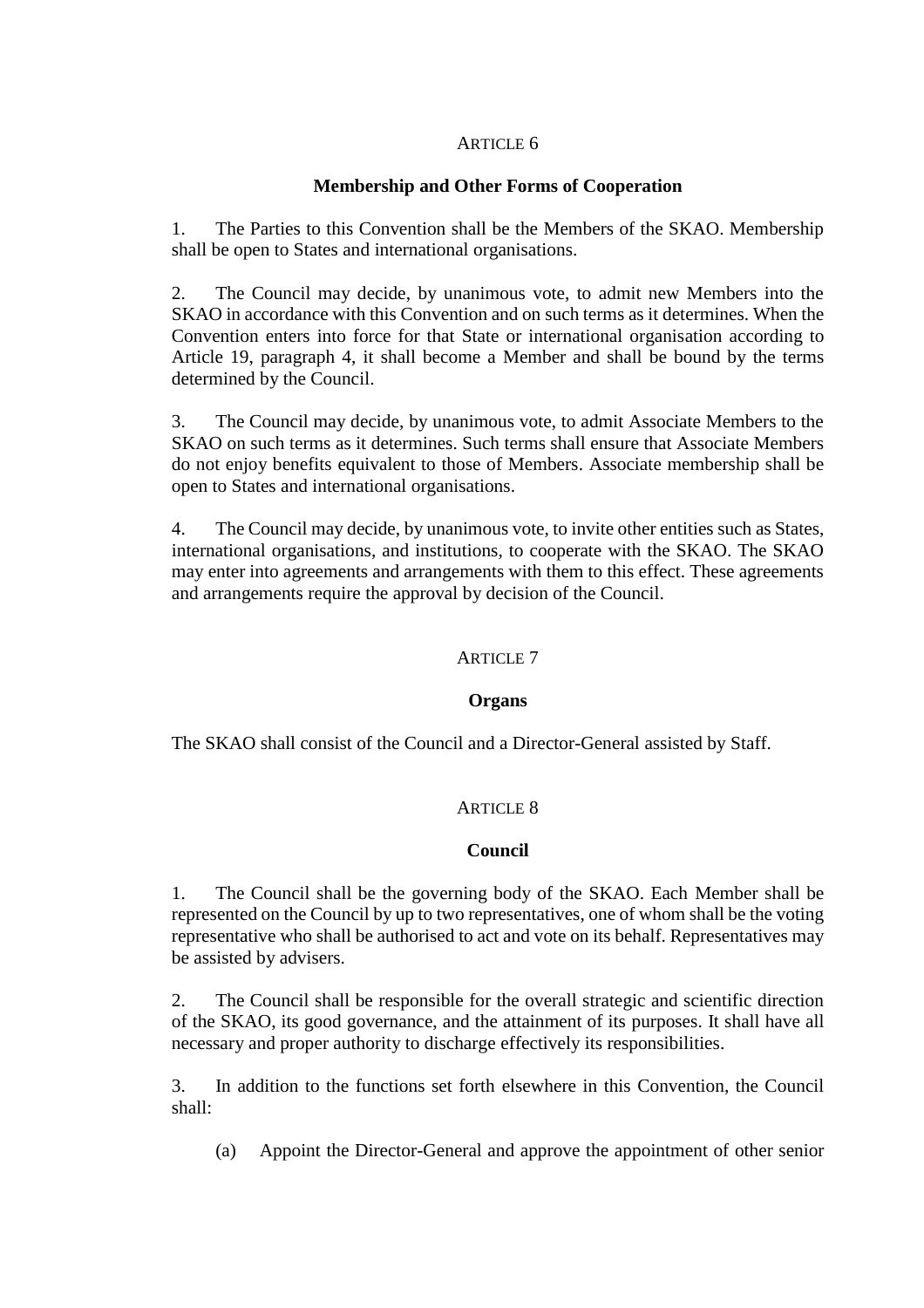## ARTICLE 6

### Membership and Other Forms of Cooperation

1. The Parties to this Convention shall be the Members of the SKAO. Membership shall be open to States and international organisations.

2. The Council may decide, by unanimous vote, to admit new Members into the SKAO in accordance with this Convention and on such terms as it determines. When the Convention enters into force for that State or international organisation according to Article 19, paragraph 4, it shall become a Member and shall be bound by the terms determined by the Council.

3. The Council may decide, by unanimous vote, to admit Associate Members to the SKAO on such terms as it determines. Such terms shall ensure that Associate Members do not enjoy benefits equivalent to those of Members. Associate membership shall be open to States and international organisations.

4. The Council may decide, by unanimous vote, to invite other entities such as States, international organisations, and institutions, to cooperate with the SKAO. The SKAO may enter into agreements and arrangements with them to this effect. These agreements and arrangements require the approval by decision of the Council.

## ARTICLE 7

### Organs

The SKAO shall consist of the Council and a Director-General assisted by Staff.

## ARTICLE 8

### Council

1. The Council shall be the governing body of the SKAO. Each Member shall be represented on the Council by up to two representatives, one of whom shall be the voting representative who shall be authorised to act and vote on its behalf. Representatives may be assisted by advisers.

2. The Council shall be responsible for the overall strategic and scientific direction of the SKAO, its good governance, and the attainment of its purposes. It shall have all necessary and proper authority to discharge effectively its responsibilities.

3. In addition to the functions set forth elsewhere in this Convention, the Council shall:

   (a) Appoint the Director-General and approve the appointment of other senior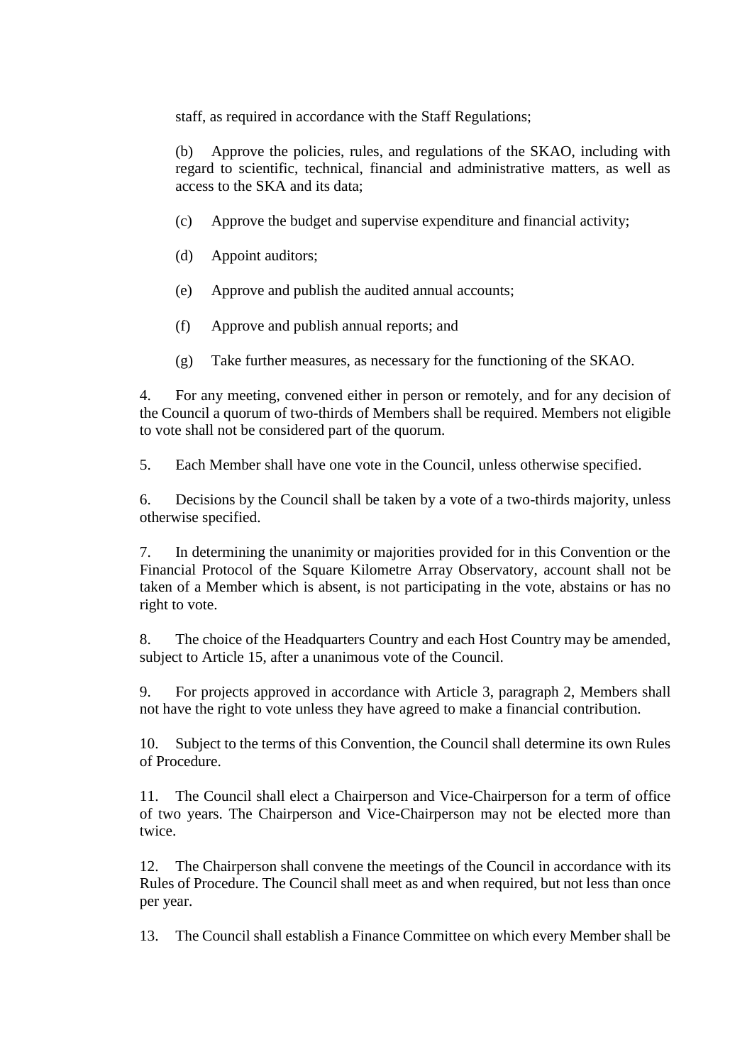staff, as required in accordance with the Staff Regulations;

(b) Approve the policies, rules, and regulations of the SKAO, including with regard to scientific, technical, financial and administrative matters, as well as access to the SKA and its data;

(c) Approve the budget and supervise expenditure and financial activity;

(d) Appoint auditors;

(e) Approve and publish the audited annual accounts;

(f) Approve and publish annual reports; and

(g) Take further measures, as necessary for the functioning of the SKAO.

4. For any meeting, convened either in person or remotely, and for any decision of the Council a quorum of two-thirds of Members shall be required. Members not eligible to vote shall not be considered part of the quorum.

5. Each Member shall have one vote in the Council, unless otherwise specified.

6. Decisions by the Council shall be taken by a vote of a two-thirds majority, unless otherwise specified.

7. In determining the unanimity or majorities provided for in this Convention or the Financial Protocol of the Square Kilometre Array Observatory, account shall not be taken of a Member which is absent, is not participating in the vote, abstains or has no right to vote.

8. The choice of the Headquarters Country and each Host Country may be amended, subject to Article 15, after a unanimous vote of the Council.

9. For projects approved in accordance with Article 3, paragraph 2, Members shall not have the right to vote unless they have agreed to make a financial contribution.

10. Subject to the terms of this Convention, the Council shall determine its own Rules of Procedure.

11. The Council shall elect a Chairperson and Vice-Chairperson for a term of office of two years. The Chairperson and Vice-Chairperson may not be elected more than twice.

12. The Chairperson shall convene the meetings of the Council in accordance with its Rules of Procedure. The Council shall meet as and when required, but not less than once per year.

13. The Council shall establish a Finance Committee on which every Member shall be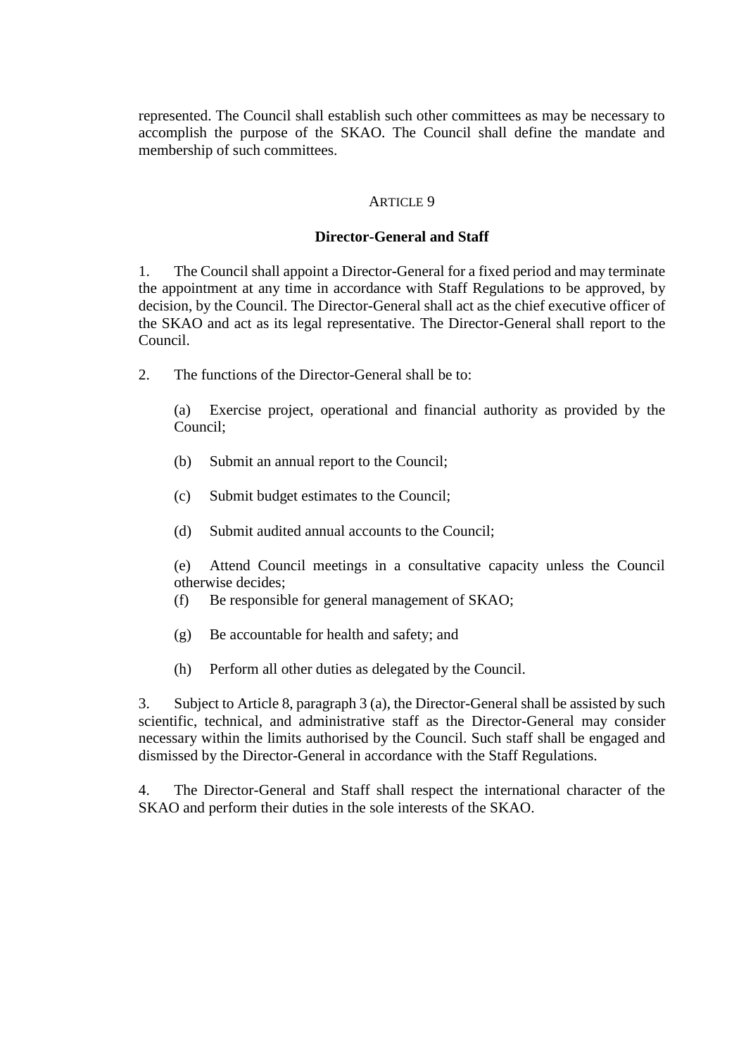represented. The Council shall establish such other committees as may be necessary to accomplish the purpose of the SKAO. The Council shall define the mandate and membership of such committees.

ARTICLE 9

**Director-General and Staff**

1. The Council shall appoint a Director-General for a fixed period and may terminate the appointment at any time in accordance with Staff Regulations to be approved, by decision, by the Council. The Director-General shall act as the chief executive officer of the SKAO and act as its legal representative. The Director-General shall report to the Council.

2. The functions of the Director-General shall be to:

   (a) Exercise project, operational and financial authority as provided by the Council;

   (b) Submit an annual report to the Council;

   (c) Submit budget estimates to the Council;

   (d) Submit audited annual accounts to the Council;

   (e) Attend Council meetings in a consultative capacity unless the Council otherwise decides;

   (f) Be responsible for general management of SKAO;

   (g) Be accountable for health and safety; and

   (h) Perform all other duties as delegated by the Council.

3. Subject to Article 8, paragraph 3 (a), the Director-General shall be assisted by such scientific, technical, and administrative staff as the Director-General may consider necessary within the limits authorised by the Council. Such staff shall be engaged and dismissed by the Director-General in accordance with the Staff Regulations.

4. The Director-General and Staff shall respect the international character of the SKAO and perform their duties in the sole interests of the SKAO.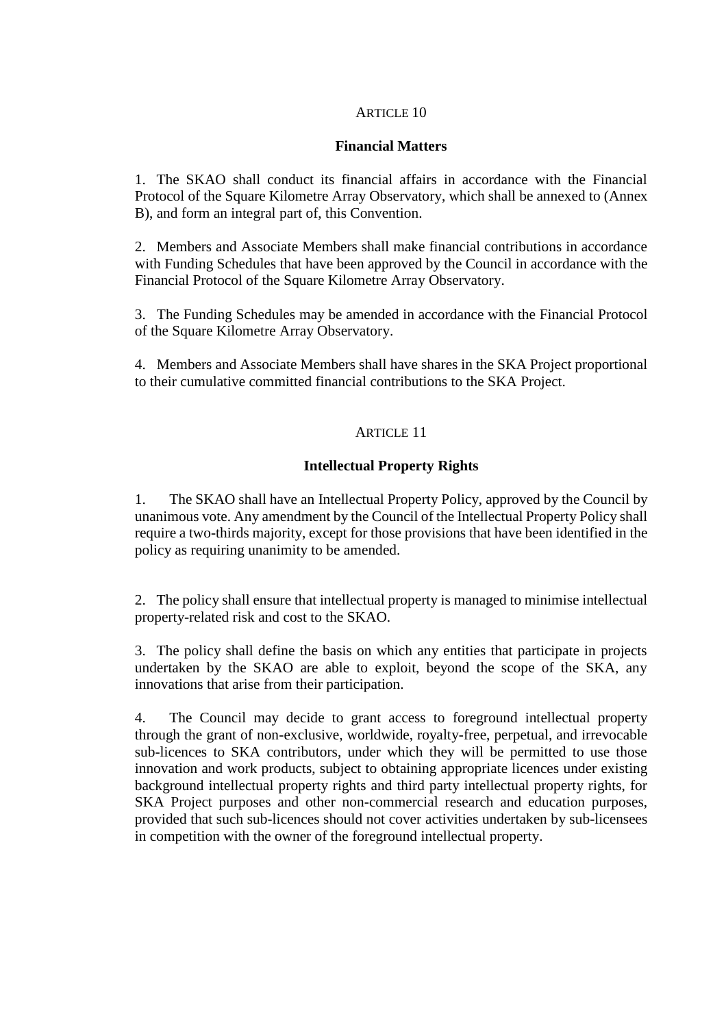## ARTICLE 10

### Financial Matters

1. The SKAO shall conduct its financial affairs in accordance with the Financial Protocol of the Square Kilometre Array Observatory, which shall be annexed to (Annex B), and form an integral part of, this Convention.

2. Members and Associate Members shall make financial contributions in accordance with Funding Schedules that have been approved by the Council in accordance with the Financial Protocol of the Square Kilometre Array Observatory.

3. The Funding Schedules may be amended in accordance with the Financial Protocol of the Square Kilometre Array Observatory.

4. Members and Associate Members shall have shares in the SKA Project proportional to their cumulative committed financial contributions to the SKA Project.

## ARTICLE 11

### Intellectual Property Rights

1. The SKAO shall have an Intellectual Property Policy, approved by the Council by unanimous vote. Any amendment by the Council of the Intellectual Property Policy shall require a two-thirds majority, except for those provisions that have been identified in the policy as requiring unanimity to be amended.

2. The policy shall ensure that intellectual property is managed to minimise intellectual property-related risk and cost to the SKAO.

3. The policy shall define the basis on which any entities that participate in projects undertaken by the SKAO are able to exploit, beyond the scope of the SKA, any innovations that arise from their participation.

4. The Council may decide to grant access to foreground intellectual property through the grant of non-exclusive, worldwide, royalty-free, perpetual, and irrevocable sub-licences to SKA contributors, under which they will be permitted to use those innovation and work products, subject to obtaining appropriate licences under existing background intellectual property rights and third party intellectual property rights, for SKA Project purposes and other non-commercial research and education purposes, provided that such sub-licences should not cover activities undertaken by sub-licensees in competition with the owner of the foreground intellectual property.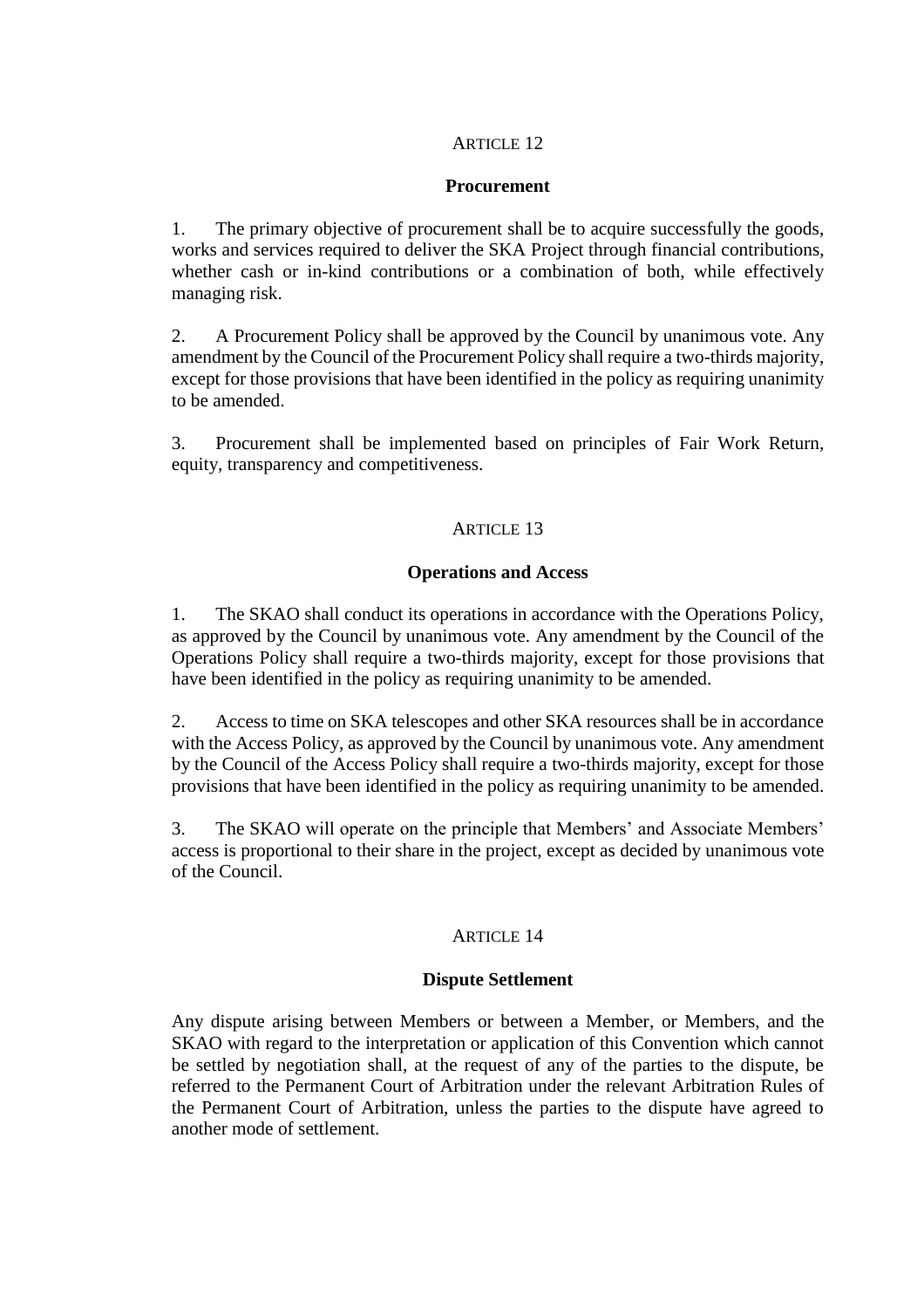## ARTICLE 12

### Procurement

1. The primary objective of procurement shall be to acquire successfully the goods, works and services required to deliver the SKA Project through financial contributions, whether cash or in-kind contributions or a combination of both, while effectively managing risk.

2. A Procurement Policy shall be approved by the Council by unanimous vote. Any amendment by the Council of the Procurement Policy shall require a two-thirds majority, except for those provisions that have been identified in the policy as requiring unanimity to be amended.

3. Procurement shall be implemented based on principles of Fair Work Return, equity, transparency and competitiveness.

## ARTICLE 13

### Operations and Access

1. The SKAO shall conduct its operations in accordance with the Operations Policy, as approved by the Council by unanimous vote. Any amendment by the Council of the Operations Policy shall require a two-thirds majority, except for those provisions that have been identified in the policy as requiring unanimity to be amended.

2. Access to time on SKA telescopes and other SKA resources shall be in accordance with the Access Policy, as approved by the Council by unanimous vote. Any amendment by the Council of the Access Policy shall require a two-thirds majority, except for those provisions that have been identified in the policy as requiring unanimity to be amended.

3. The SKAO will operate on the principle that Members' and Associate Members' access is proportional to their share in the project, except as decided by unanimous vote of the Council.

## ARTICLE 14

### Dispute Settlement

Any dispute arising between Members or between a Member, or Members, and the SKAO with regard to the interpretation or application of this Convention which cannot be settled by negotiation shall, at the request of any of the parties to the dispute, be referred to the Permanent Court of Arbitration under the relevant Arbitration Rules of the Permanent Court of Arbitration, unless the parties to the dispute have agreed to another mode of settlement.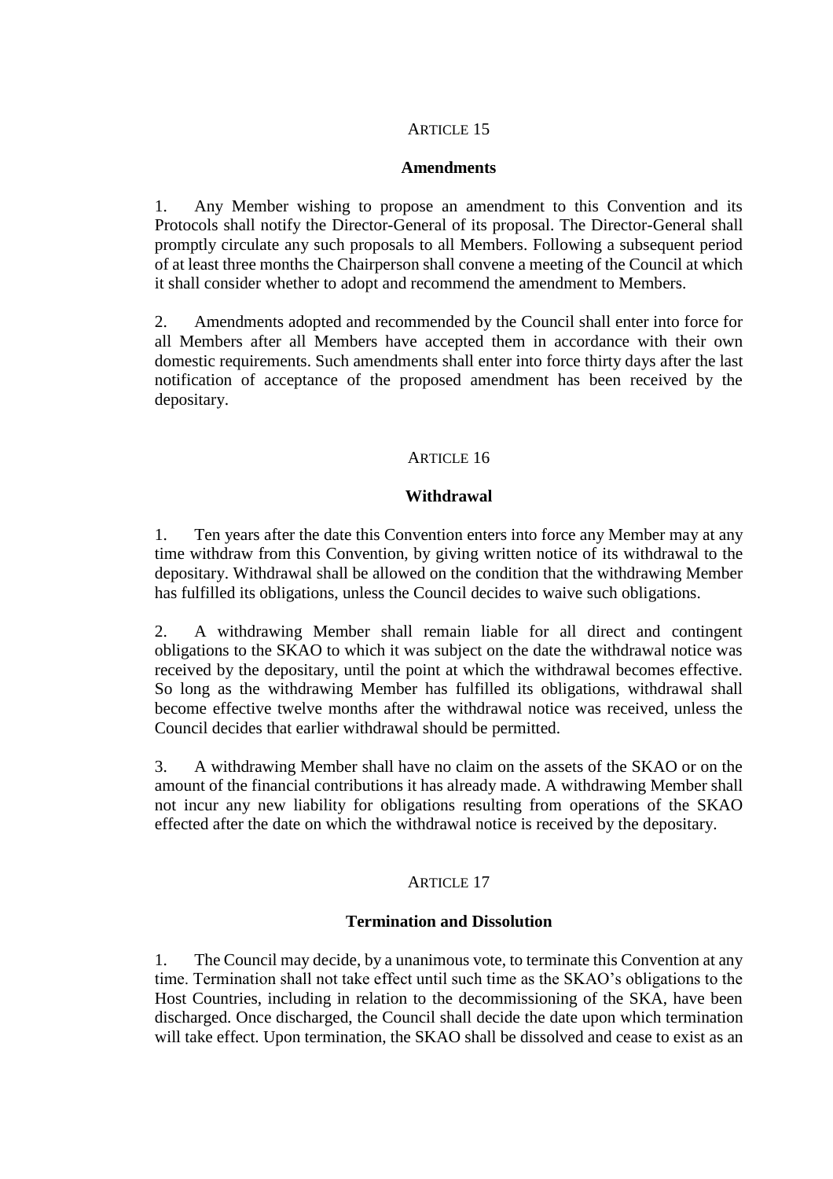## ARTICLE 15

### Amendments

1. Any Member wishing to propose an amendment to this Convention and its Protocols shall notify the Director-General of its proposal. The Director-General shall promptly circulate any such proposals to all Members. Following a subsequent period of at least three months the Chairperson shall convene a meeting of the Council at which it shall consider whether to adopt and recommend the amendment to Members.

2. Amendments adopted and recommended by the Council shall enter into force for all Members after all Members have accepted them in accordance with their own domestic requirements. Such amendments shall enter into force thirty days after the last notification of acceptance of the proposed amendment has been received by the depositary.

## ARTICLE 16

### Withdrawal

1. Ten years after the date this Convention enters into force any Member may at any time withdraw from this Convention, by giving written notice of its withdrawal to the depositary. Withdrawal shall be allowed on the condition that the withdrawing Member has fulfilled its obligations, unless the Council decides to waive such obligations.

2. A withdrawing Member shall remain liable for all direct and contingent obligations to the SKAO to which it was subject on the date the withdrawal notice was received by the depositary, until the point at which the withdrawal becomes effective. So long as the withdrawing Member has fulfilled its obligations, withdrawal shall become effective twelve months after the withdrawal notice was received, unless the Council decides that earlier withdrawal should be permitted.

3. A withdrawing Member shall have no claim on the assets of the SKAO or on the amount of the financial contributions it has already made. A withdrawing Member shall not incur any new liability for obligations resulting from operations of the SKAO effected after the date on which the withdrawal notice is received by the depositary.

## ARTICLE 17

### Termination and Dissolution

1. The Council may decide, by a unanimous vote, to terminate this Convention at any time. Termination shall not take effect until such time as the SKAO's obligations to the Host Countries, including in relation to the decommissioning of the SKA, have been discharged. Once discharged, the Council shall decide the date upon which termination will take effect. Upon termination, the SKAO shall be dissolved and cease to exist as an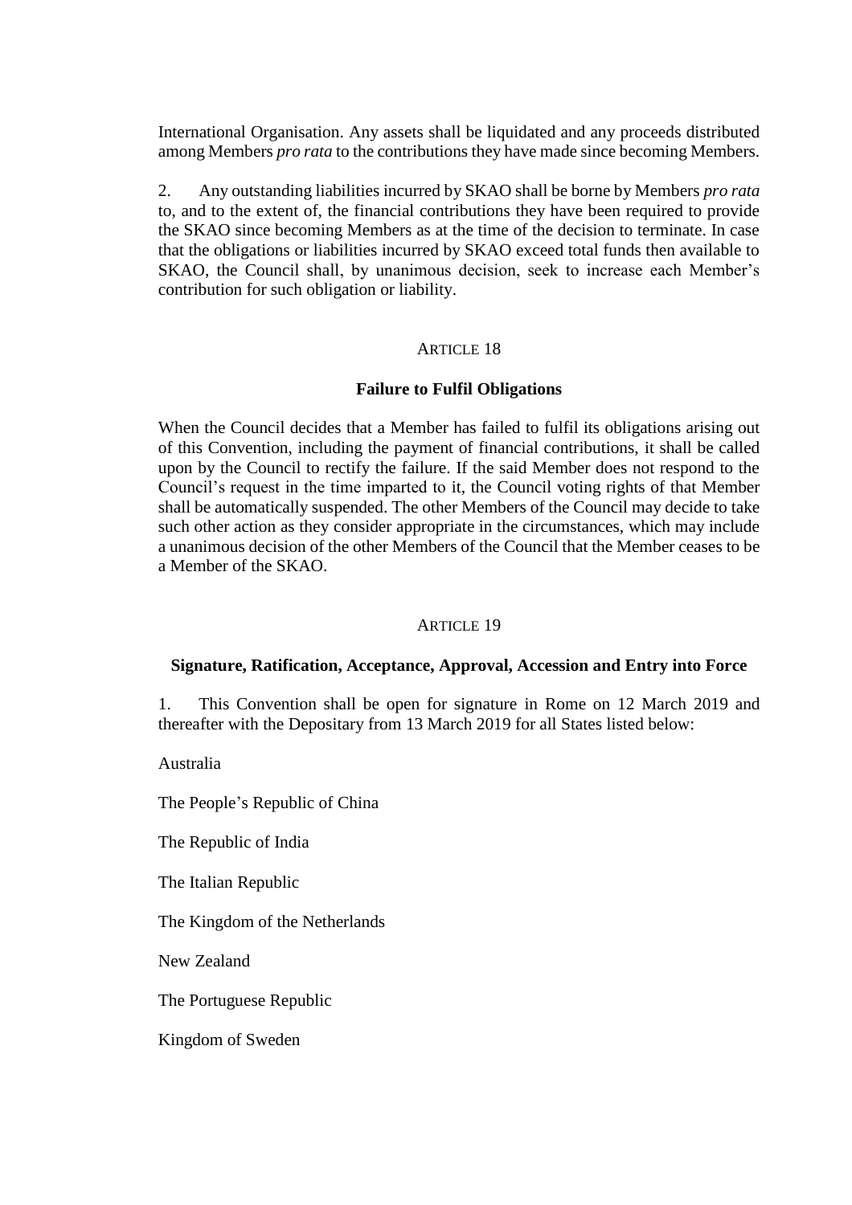International Organisation. Any assets shall be liquidated and any proceeds distributed among Members *pro rata* to the contributions they have made since becoming Members.

2. Any outstanding liabilities incurred by SKAO shall be borne by Members *pro rata* to, and to the extent of, the financial contributions they have been required to provide the SKAO since becoming Members as at the time of the decision to terminate. In case that the obligations or liabilities incurred by SKAO exceed total funds then available to SKAO, the Council shall, by unanimous decision, seek to increase each Member's contribution for such obligation or liability.

## ARTICLE 18

### Failure to Fulfil Obligations

When the Council decides that a Member has failed to fulfil its obligations arising out of this Convention, including the payment of financial contributions, it shall be called upon by the Council to rectify the failure. If the said Member does not respond to the Council's request in the time imparted to it, the Council voting rights of that Member shall be automatically suspended. The other Members of the Council may decide to take such other action as they consider appropriate in the circumstances, which may include a unanimous decision of the other Members of the Council that the Member ceases to be a Member of the SKAO.

## ARTICLE 19

### Signature, Ratification, Acceptance, Approval, Accession and Entry into Force

1. This Convention shall be open for signature in Rome on 12 March 2019 and thereafter with the Depositary from 13 March 2019 for all States listed below:

Australia

The People's Republic of China

The Republic of India

The Italian Republic

The Kingdom of the Netherlands

New Zealand

The Portuguese Republic

Kingdom of Sweden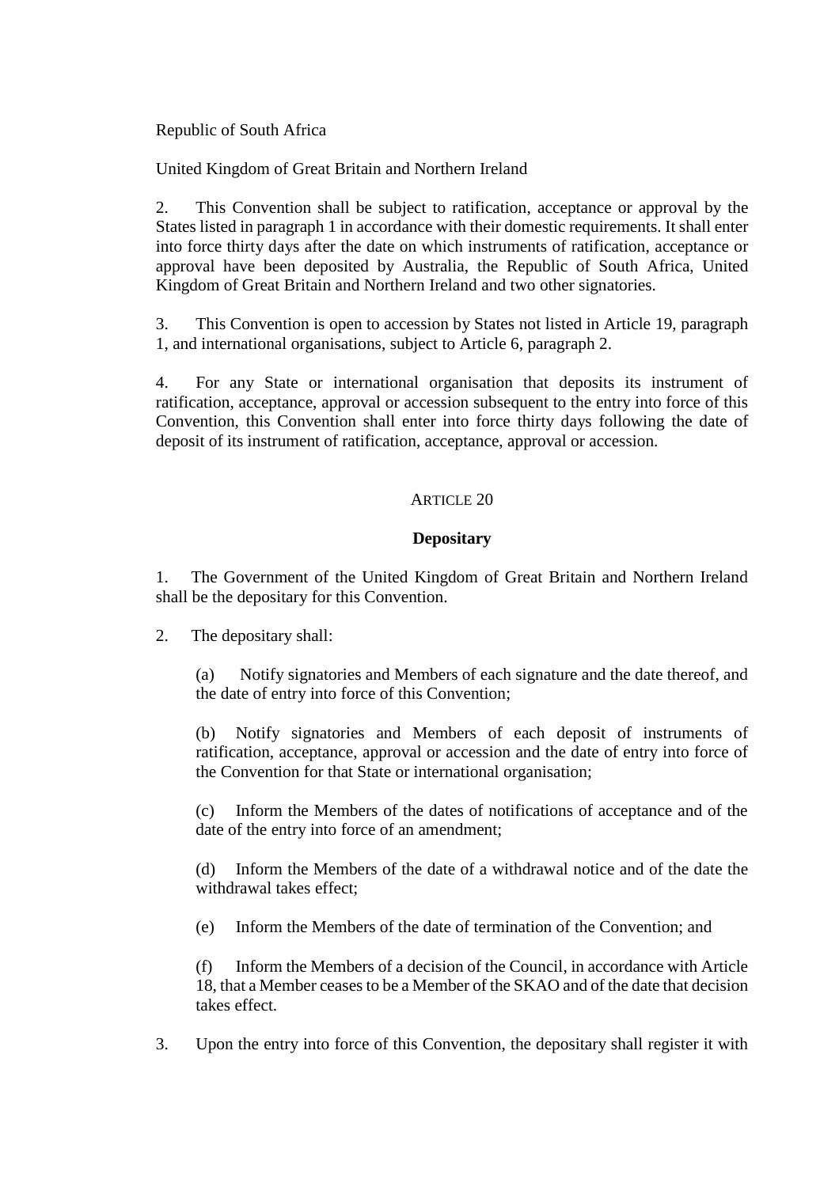Republic of South Africa

United Kingdom of Great Britain and Northern Ireland

2. This Convention shall be subject to ratification, acceptance or approval by the States listed in paragraph 1 in accordance with their domestic requirements. It shall enter into force thirty days after the date on which instruments of ratification, acceptance or approval have been deposited by Australia, the Republic of South Africa, United Kingdom of Great Britain and Northern Ireland and two other signatories.

3. This Convention is open to accession by States not listed in Article 19, paragraph 1, and international organisations, subject to Article 6, paragraph 2.

4. For any State or international organisation that deposits its instrument of ratification, acceptance, approval or accession subsequent to the entry into force of this Convention, this Convention shall enter into force thirty days following the date of deposit of its instrument of ratification, acceptance, approval or accession.

## ARTICLE 20

### Depositary

1. The Government of the United Kingdom of Great Britain and Northern Ireland shall be the depositary for this Convention.

2. The depositary shall:

(a) Notify signatories and Members of each signature and the date thereof, and the date of entry into force of this Convention;

(b) Notify signatories and Members of each deposit of instruments of ratification, acceptance, approval or accession and the date of entry into force of the Convention for that State or international organisation;

(c) Inform the Members of the dates of notifications of acceptance and of the date of the entry into force of an amendment;

(d) Inform the Members of the date of a withdrawal notice and of the date the withdrawal takes effect;

(e) Inform the Members of the date of termination of the Convention; and

(f) Inform the Members of a decision of the Council, in accordance with Article 18, that a Member ceases to be a Member of the SKAO and of the date that decision takes effect.

3. Upon the entry into force of this Convention, the depositary shall register it with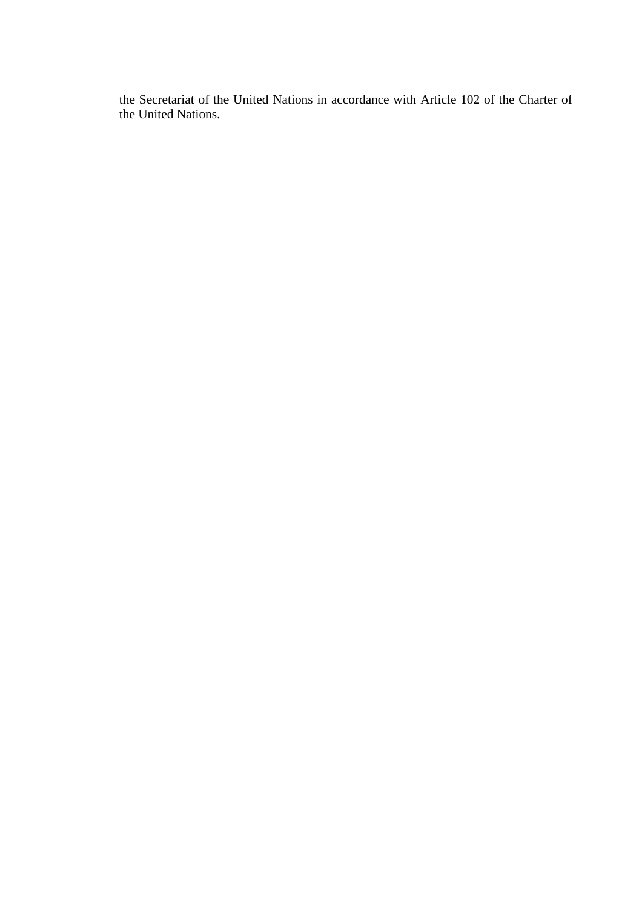the Secretariat of the United Nations in accordance with Article 102 of the Charter of the United Nations.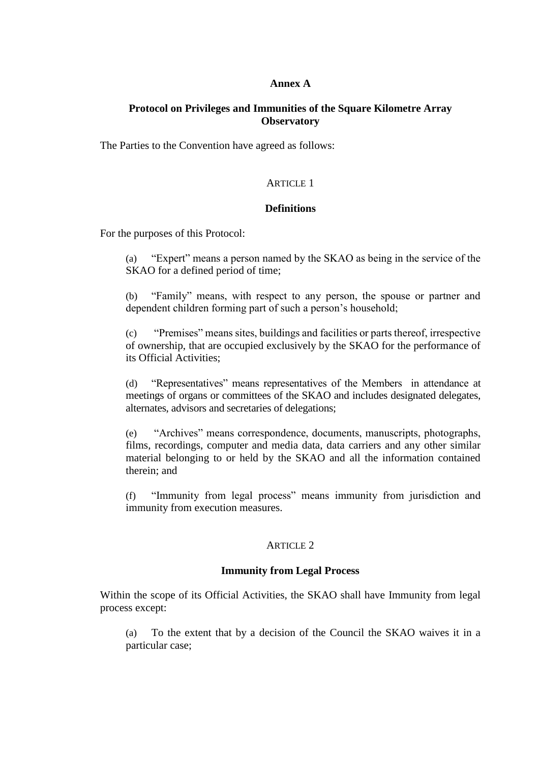## Annex A

## Protocol on Privileges and Immunities of the Square Kilometre Array Observatory

The Parties to the Convention have agreed as follows:

### ARTICLE 1

### Definitions

For the purposes of this Protocol:

(a) "Expert" means a person named by the SKAO as being in the service of the SKAO for a defined period of time;

(b) "Family" means, with respect to any person, the spouse or partner and dependent children forming part of such a person's household;

(c) "Premises" means sites, buildings and facilities or parts thereof, irrespective of ownership, that are occupied exclusively by the SKAO for the performance of its Official Activities;

(d) "Representatives" means representatives of the Members in attendance at meetings of organs or committees of the SKAO and includes designated delegates, alternates, advisors and secretaries of delegations;

(e) "Archives" means correspondence, documents, manuscripts, photographs, films, recordings, computer and media data, data carriers and any other similar material belonging to or held by the SKAO and all the information contained therein; and

(f) "Immunity from legal process" means immunity from jurisdiction and immunity from execution measures.

### ARTICLE 2

### Immunity from Legal Process

Within the scope of its Official Activities, the SKAO shall have Immunity from legal process except:

(a) To the extent that by a decision of the Council the SKAO waives it in a particular case;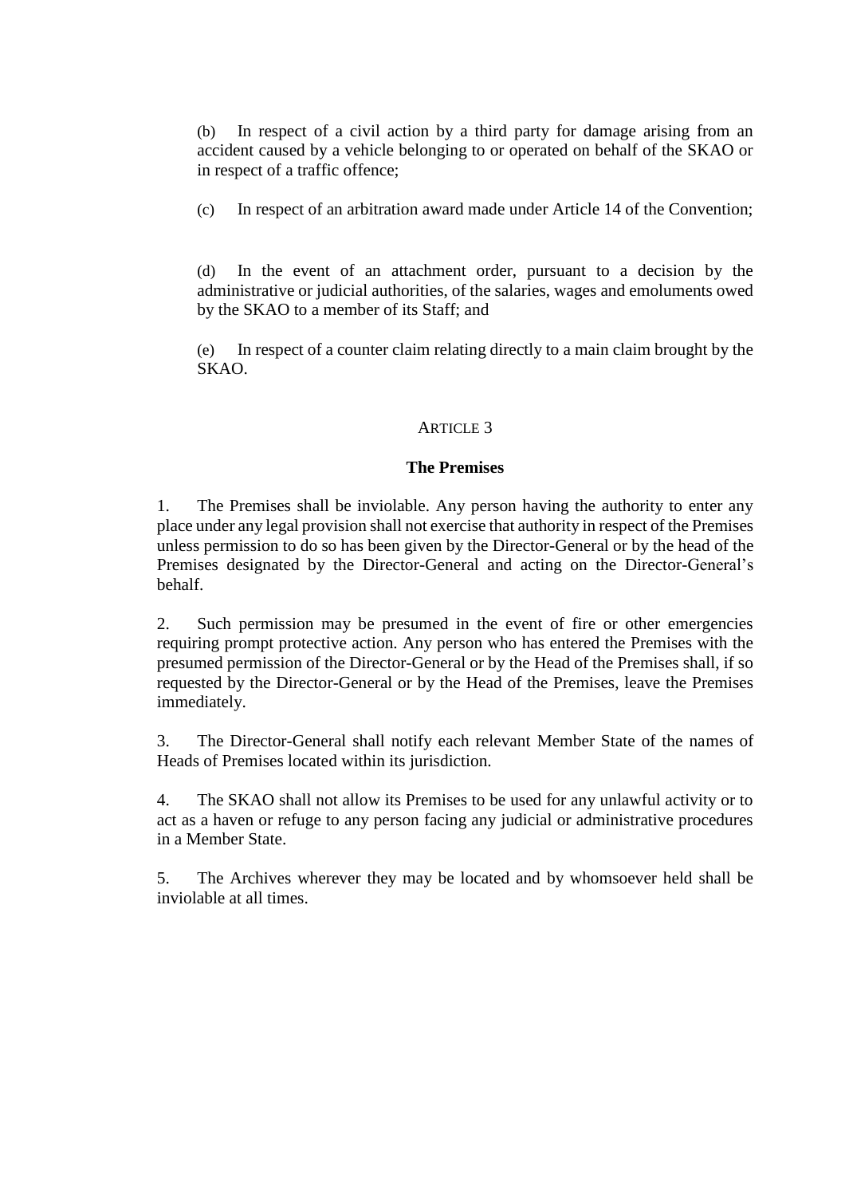(b) In respect of a civil action by a third party for damage arising from an accident caused by a vehicle belonging to or operated on behalf of the SKAO or in respect of a traffic offence;

(c) In respect of an arbitration award made under Article 14 of the Convention;

(d) In the event of an attachment order, pursuant to a decision by the administrative or judicial authorities, of the salaries, wages and emoluments owed by the SKAO to a member of its Staff; and

(e) In respect of a counter claim relating directly to a main claim brought by the SKAO.

ARTICLE 3

**The Premises**

1. The Premises shall be inviolable. Any person having the authority to enter any place under any legal provision shall not exercise that authority in respect of the Premises unless permission to do so has been given by the Director-General or by the head of the Premises designated by the Director-General and acting on the Director-General's behalf.

2. Such permission may be presumed in the event of fire or other emergencies requiring prompt protective action. Any person who has entered the Premises with the presumed permission of the Director-General or by the Head of the Premises shall, if so requested by the Director-General or by the Head of the Premises, leave the Premises immediately.

3. The Director-General shall notify each relevant Member State of the names of Heads of Premises located within its jurisdiction.

4. The SKAO shall not allow its Premises to be used for any unlawful activity or to act as a haven or refuge to any person facing any judicial or administrative procedures in a Member State.

5. The Archives wherever they may be located and by whomsoever held shall be inviolable at all times.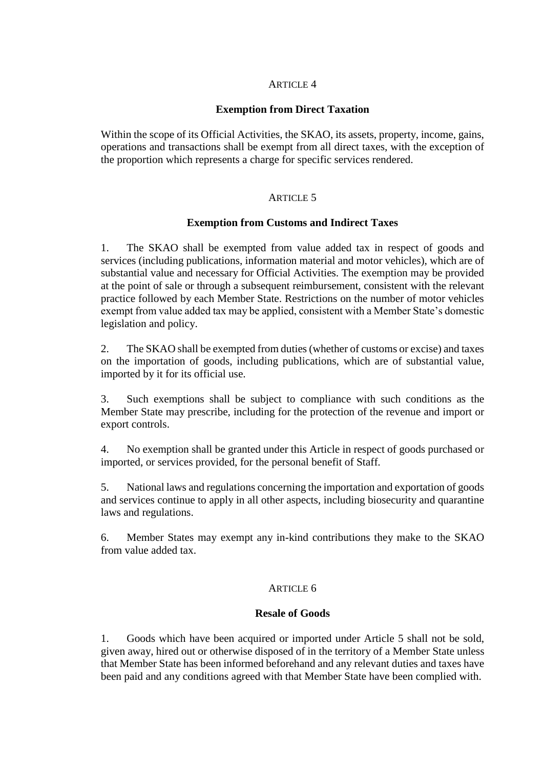## ARTICLE 4

### Exemption from Direct Taxation

Within the scope of its Official Activities, the SKAO, its assets, property, income, gains, operations and transactions shall be exempt from all direct taxes, with the exception of the proportion which represents a charge for specific services rendered.

## ARTICLE 5

### Exemption from Customs and Indirect Taxes

1. The SKAO shall be exempted from value added tax in respect of goods and services (including publications, information material and motor vehicles), which are of substantial value and necessary for Official Activities. The exemption may be provided at the point of sale or through a subsequent reimbursement, consistent with the relevant practice followed by each Member State. Restrictions on the number of motor vehicles exempt from value added tax may be applied, consistent with a Member State's domestic legislation and policy.

2. The SKAO shall be exempted from duties (whether of customs or excise) and taxes on the importation of goods, including publications, which are of substantial value, imported by it for its official use.

3. Such exemptions shall be subject to compliance with such conditions as the Member State may prescribe, including for the protection of the revenue and import or export controls.

4. No exemption shall be granted under this Article in respect of goods purchased or imported, or services provided, for the personal benefit of Staff.

5. National laws and regulations concerning the importation and exportation of goods and services continue to apply in all other aspects, including biosecurity and quarantine laws and regulations.

6. Member States may exempt any in-kind contributions they make to the SKAO from value added tax.

## ARTICLE 6

### Resale of Goods

1. Goods which have been acquired or imported under Article 5 shall not be sold, given away, hired out or otherwise disposed of in the territory of a Member State unless that Member State has been informed beforehand and any relevant duties and taxes have been paid and any conditions agreed with that Member State have been complied with.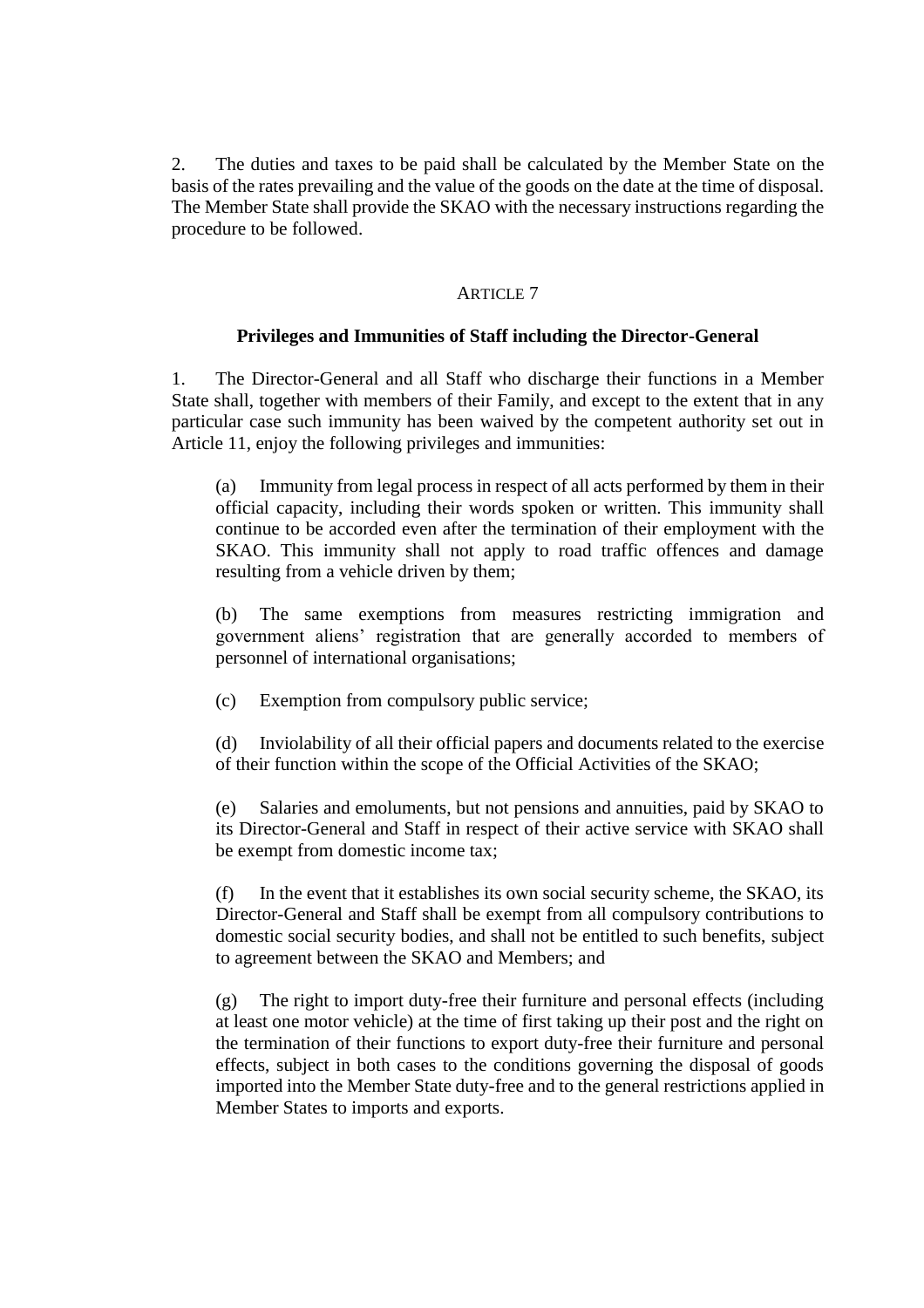2. The duties and taxes to be paid shall be calculated by the Member State on the basis of the rates prevailing and the value of the goods on the date at the time of disposal. The Member State shall provide the SKAO with the necessary instructions regarding the procedure to be followed.

ARTICLE 7

**Privileges and Immunities of Staff including the Director-General**

1. The Director-General and all Staff who discharge their functions in a Member State shall, together with members of their Family, and except to the extent that in any particular case such immunity has been waived by the competent authority set out in Article 11, enjoy the following privileges and immunities:

(a) Immunity from legal process in respect of all acts performed by them in their official capacity, including their words spoken or written. This immunity shall continue to be accorded even after the termination of their employment with the SKAO. This immunity shall not apply to road traffic offences and damage resulting from a vehicle driven by them;

(b) The same exemptions from measures restricting immigration and government aliens' registration that are generally accorded to members of personnel of international organisations;

(c) Exemption from compulsory public service;

(d) Inviolability of all their official papers and documents related to the exercise of their function within the scope of the Official Activities of the SKAO;

(e) Salaries and emoluments, but not pensions and annuities, paid by SKAO to its Director-General and Staff in respect of their active service with SKAO shall be exempt from domestic income tax;

(f) In the event that it establishes its own social security scheme, the SKAO, its Director-General and Staff shall be exempt from all compulsory contributions to domestic social security bodies, and shall not be entitled to such benefits, subject to agreement between the SKAO and Members; and

(g) The right to import duty-free their furniture and personal effects (including at least one motor vehicle) at the time of first taking up their post and the right on the termination of their functions to export duty-free their furniture and personal effects, subject in both cases to the conditions governing the disposal of goods imported into the Member State duty-free and to the general restrictions applied in Member States to imports and exports.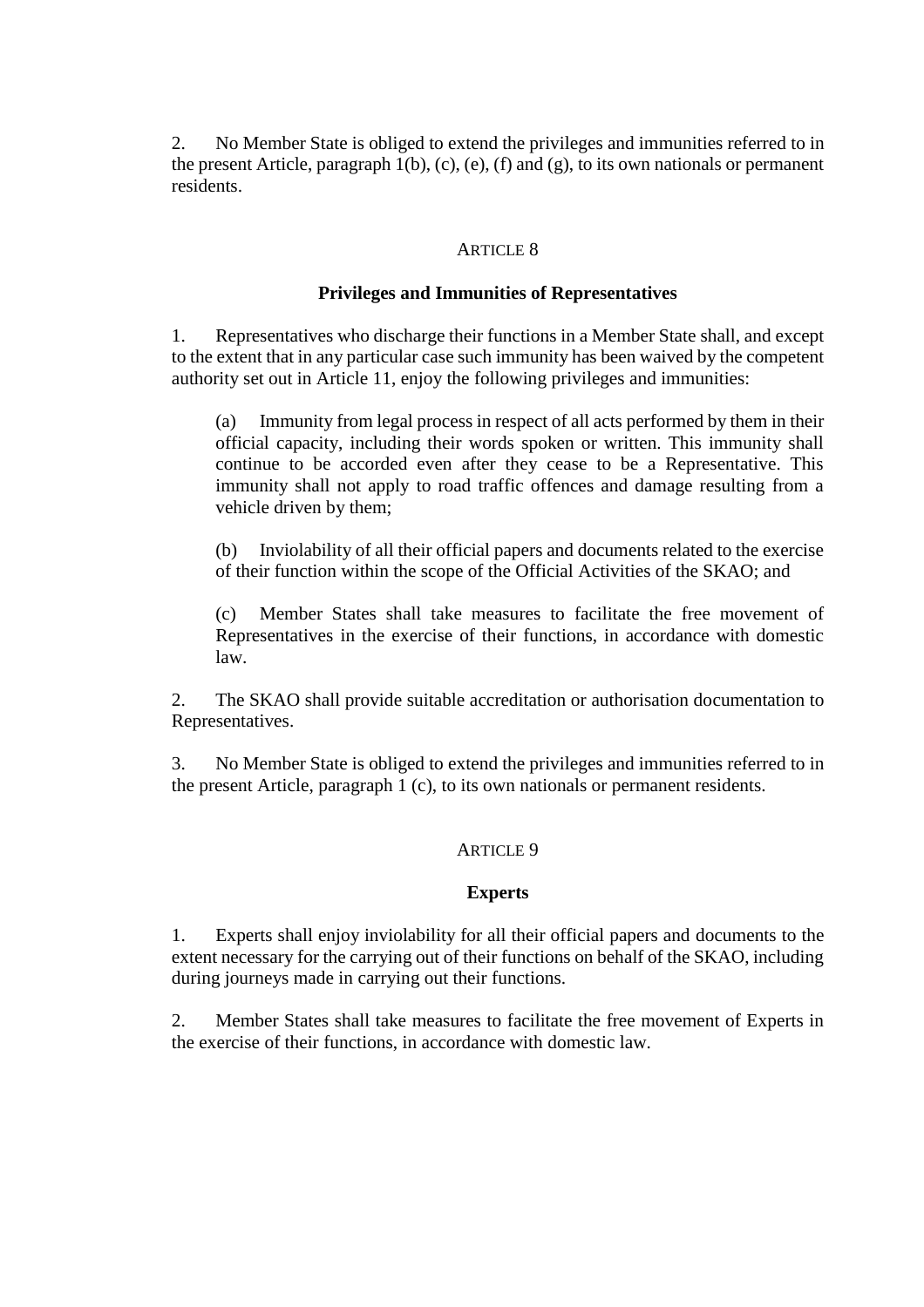2. No Member State is obliged to extend the privileges and immunities referred to in the present Article, paragraph 1(b), (c), (e), (f) and (g), to its own nationals or permanent residents.

## ARTICLE 8

### Privileges and Immunities of Representatives

1. Representatives who discharge their functions in a Member State shall, and except to the extent that in any particular case such immunity has been waived by the competent authority set out in Article 11, enjoy the following privileges and immunities:

(a) Immunity from legal process in respect of all acts performed by them in their official capacity, including their words spoken or written. This immunity shall continue to be accorded even after they cease to be a Representative. This immunity shall not apply to road traffic offences and damage resulting from a vehicle driven by them;

(b) Inviolability of all their official papers and documents related to the exercise of their function within the scope of the Official Activities of the SKAO; and

(c) Member States shall take measures to facilitate the free movement of Representatives in the exercise of their functions, in accordance with domestic law.

2. The SKAO shall provide suitable accreditation or authorisation documentation to Representatives.

3. No Member State is obliged to extend the privileges and immunities referred to in the present Article, paragraph 1 (c), to its own nationals or permanent residents.

## ARTICLE 9

### Experts

1. Experts shall enjoy inviolability for all their official papers and documents to the extent necessary for the carrying out of their functions on behalf of the SKAO, including during journeys made in carrying out their functions.

2. Member States shall take measures to facilitate the free movement of Experts in the exercise of their functions, in accordance with domestic law.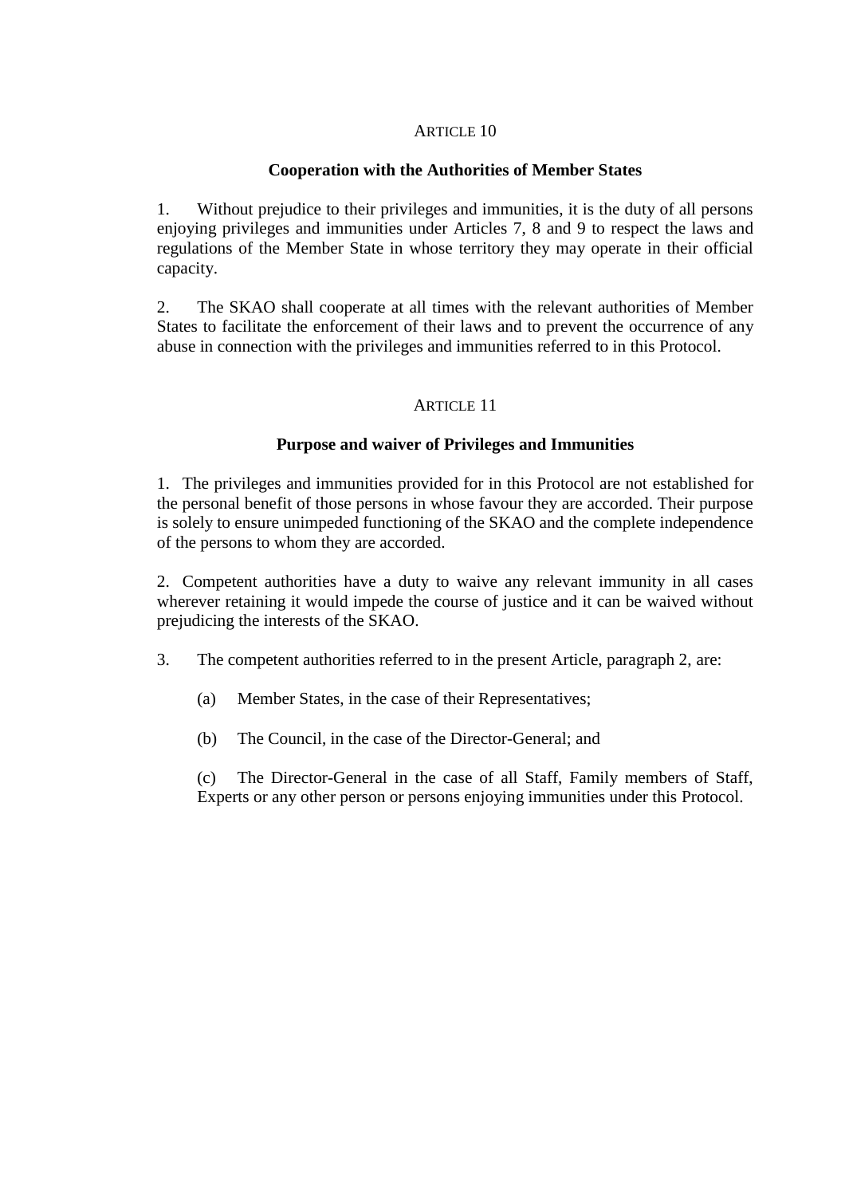## ARTICLE 10

### Cooperation with the Authorities of Member States

1. Without prejudice to their privileges and immunities, it is the duty of all persons enjoying privileges and immunities under Articles 7, 8 and 9 to respect the laws and regulations of the Member State in whose territory they may operate in their official capacity.

2. The SKAO shall cooperate at all times with the relevant authorities of Member States to facilitate the enforcement of their laws and to prevent the occurrence of any abuse in connection with the privileges and immunities referred to in this Protocol.

## ARTICLE 11

### Purpose and waiver of Privileges and Immunities

1. The privileges and immunities provided for in this Protocol are not established for the personal benefit of those persons in whose favour they are accorded. Their purpose is solely to ensure unimpeded functioning of the SKAO and the complete independence of the persons to whom they are accorded.

2. Competent authorities have a duty to waive any relevant immunity in all cases wherever retaining it would impede the course of justice and it can be waived without prejudicing the interests of the SKAO.

3. The competent authorities referred to in the present Article, paragraph 2, are:

   (a) Member States, in the case of their Representatives;

   (b) The Council, in the case of the Director-General; and

   (c) The Director-General in the case of all Staff, Family members of Staff, Experts or any other person or persons enjoying immunities under this Protocol.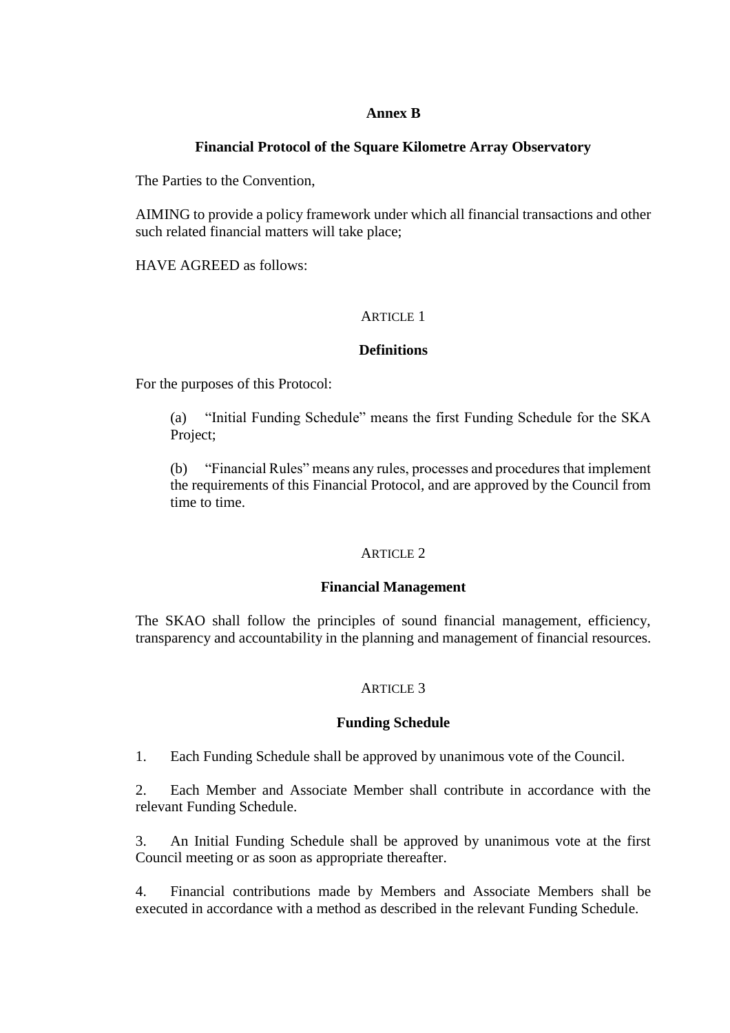**Annex B**

**Financial Protocol of the Square Kilometre Array Observatory**

The Parties to the Convention,

AIMING to provide a policy framework under which all financial transactions and other such related financial matters will take place;

HAVE AGREED as follows:

ARTICLE 1

**Definitions**

For the purposes of this Protocol:

(a) "Initial Funding Schedule" means the first Funding Schedule for the SKA Project;

(b) "Financial Rules" means any rules, processes and procedures that implement the requirements of this Financial Protocol, and are approved by the Council from time to time.

ARTICLE 2

**Financial Management**

The SKAO shall follow the principles of sound financial management, efficiency, transparency and accountability in the planning and management of financial resources.

ARTICLE 3

**Funding Schedule**

1. Each Funding Schedule shall be approved by unanimous vote of the Council.

2. Each Member and Associate Member shall contribute in accordance with the relevant Funding Schedule.

3. An Initial Funding Schedule shall be approved by unanimous vote at the first Council meeting or as soon as appropriate thereafter.

4. Financial contributions made by Members and Associate Members shall be executed in accordance with a method as described in the relevant Funding Schedule.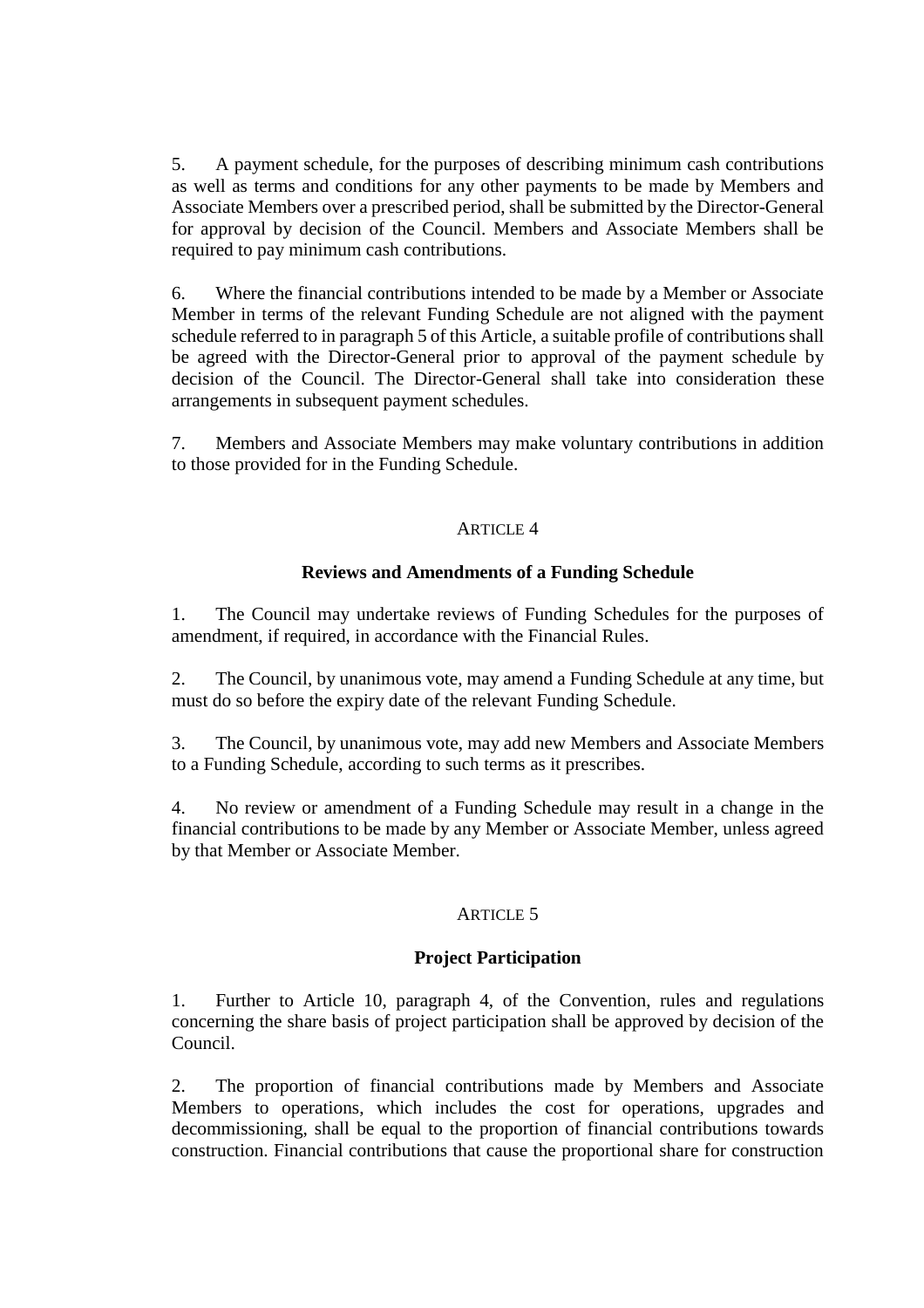5. A payment schedule, for the purposes of describing minimum cash contributions as well as terms and conditions for any other payments to be made by Members and Associate Members over a prescribed period, shall be submitted by the Director-General for approval by decision of the Council. Members and Associate Members shall be required to pay minimum cash contributions.

6. Where the financial contributions intended to be made by a Member or Associate Member in terms of the relevant Funding Schedule are not aligned with the payment schedule referred to in paragraph 5 of this Article, a suitable profile of contributions shall be agreed with the Director-General prior to approval of the payment schedule by decision of the Council. The Director-General shall take into consideration these arrangements in subsequent payment schedules.

7. Members and Associate Members may make voluntary contributions in addition to those provided for in the Funding Schedule.

## ARTICLE 4

### Reviews and Amendments of a Funding Schedule

1. The Council may undertake reviews of Funding Schedules for the purposes of amendment, if required, in accordance with the Financial Rules.

2. The Council, by unanimous vote, may amend a Funding Schedule at any time, but must do so before the expiry date of the relevant Funding Schedule.

3. The Council, by unanimous vote, may add new Members and Associate Members to a Funding Schedule, according to such terms as it prescribes.

4. No review or amendment of a Funding Schedule may result in a change in the financial contributions to be made by any Member or Associate Member, unless agreed by that Member or Associate Member.

## ARTICLE 5

### Project Participation

1. Further to Article 10, paragraph 4, of the Convention, rules and regulations concerning the share basis of project participation shall be approved by decision of the Council.

2. The proportion of financial contributions made by Members and Associate Members to operations, which includes the cost for operations, upgrades and decommissioning, shall be equal to the proportion of financial contributions towards construction. Financial contributions that cause the proportional share for construction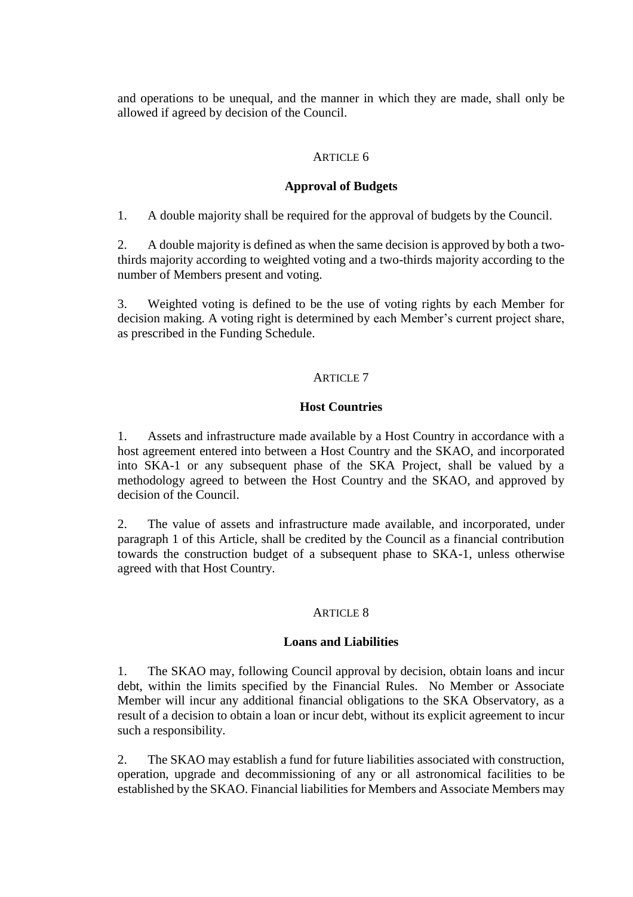and operations to be unequal, and the manner in which they are made, shall only be allowed if agreed by decision of the Council.

ARTICLE 6

**Approval of Budgets**

1. A double majority shall be required for the approval of budgets by the Council.

2. A double majority is defined as when the same decision is approved by both a two-thirds majority according to weighted voting and a two-thirds majority according to the number of Members present and voting.

3. Weighted voting is defined to be the use of voting rights by each Member for decision making. A voting right is determined by each Member's current project share, as prescribed in the Funding Schedule.

ARTICLE 7

**Host Countries**

1. Assets and infrastructure made available by a Host Country in accordance with a host agreement entered into between a Host Country and the SKAO, and incorporated into SKA-1 or any subsequent phase of the SKA Project, shall be valued by a methodology agreed to between the Host Country and the SKAO, and approved by decision of the Council.

2. The value of assets and infrastructure made available, and incorporated, under paragraph 1 of this Article, shall be credited by the Council as a financial contribution towards the construction budget of a subsequent phase to SKA-1, unless otherwise agreed with that Host Country.

ARTICLE 8

**Loans and Liabilities**

1. The SKAO may, following Council approval by decision, obtain loans and incur debt, within the limits specified by the Financial Rules. No Member or Associate Member will incur any additional financial obligations to the SKA Observatory, as a result of a decision to obtain a loan or incur debt, without its explicit agreement to incur such a responsibility.

2. The SKAO may establish a fund for future liabilities associated with construction, operation, upgrade and decommissioning of any or all astronomical facilities to be established by the SKAO. Financial liabilities for Members and Associate Members may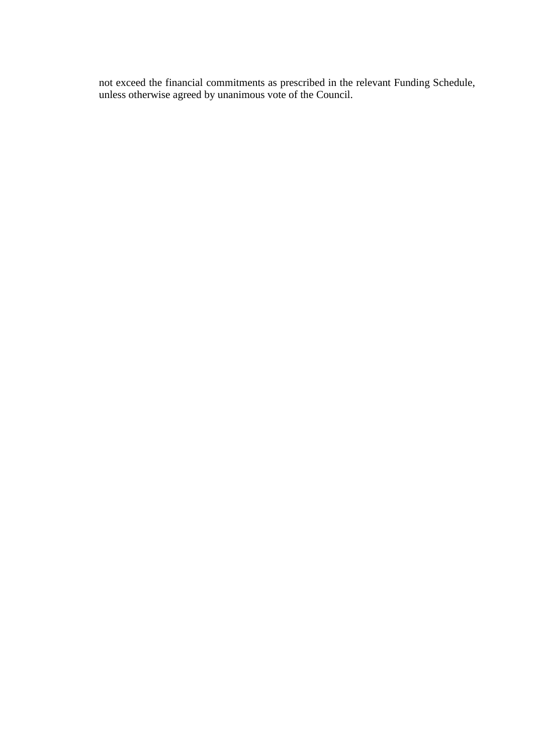not exceed the financial commitments as prescribed in the relevant Funding Schedule, unless otherwise agreed by unanimous vote of the Council.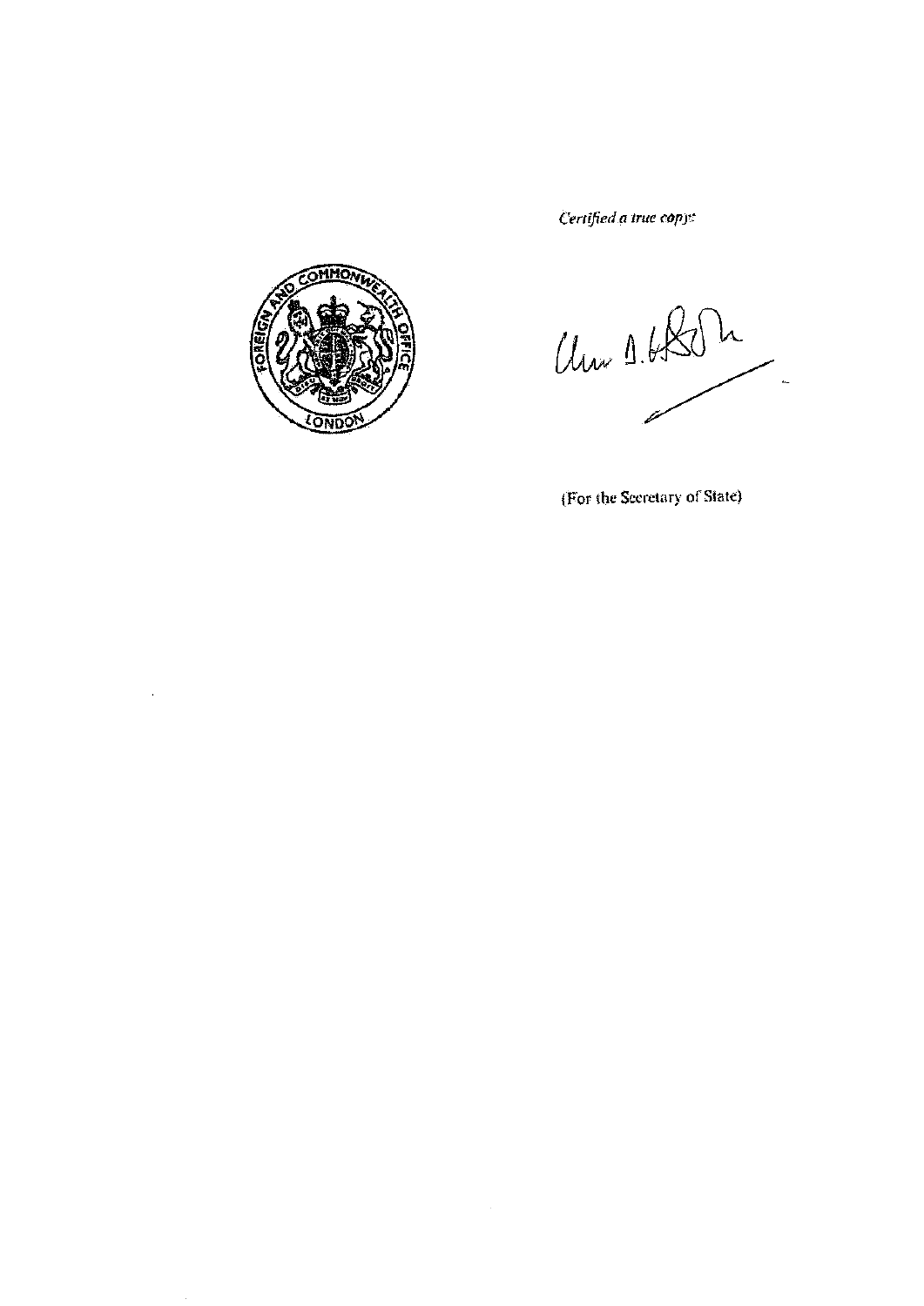*Certified a true copy:*

FOREIGN AND COMMONWEALTH OFFICE
LONDON

(For the Secretary of State)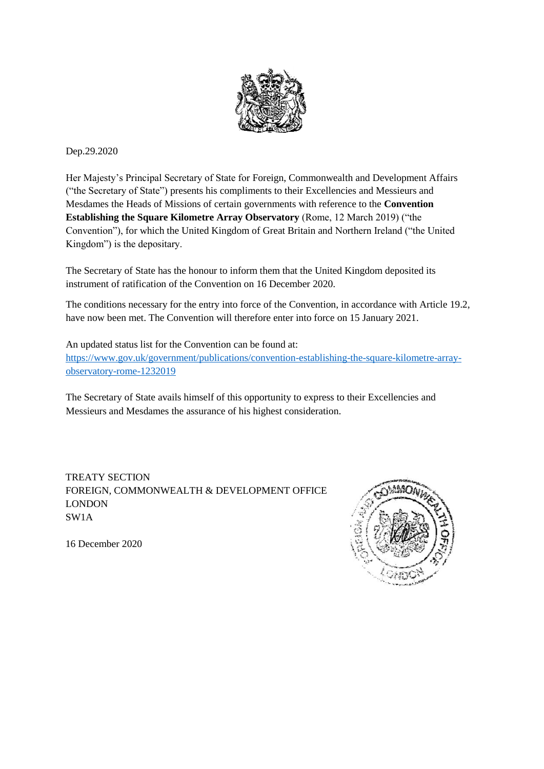Dep.29.2020

Her Majesty's Principal Secretary of State for Foreign, Commonwealth and Development Affairs ("the Secretary of State") presents his compliments to their Excellencies and Messieurs and Mesdames the Heads of Missions of certain governments with reference to the **Convention Establishing the Square Kilometre Array Observatory** (Rome, 12 March 2019) ("the Convention"), for which the United Kingdom of Great Britain and Northern Ireland ("the United Kingdom") is the depositary.

The Secretary of State has the honour to inform them that the United Kingdom deposited its instrument of ratification of the Convention on 16 December 2020.

The conditions necessary for the entry into force of the Convention, in accordance with Article 19.2, have now been met. The Convention will therefore enter into force on 15 January 2021.

An updated status list for the Convention can be found at:
https://www.gov.uk/government/publications/convention-establishing-the-square-kilometre-array-observatory-rome-1232019

The Secretary of State avails himself of this opportunity to express to their Excellencies and Messieurs and Mesdames the assurance of his highest consideration.

TREATY SECTION
FOREIGN, COMMONWEALTH & DEVELOPMENT OFFICE
LONDON
SW1A

16 December 2020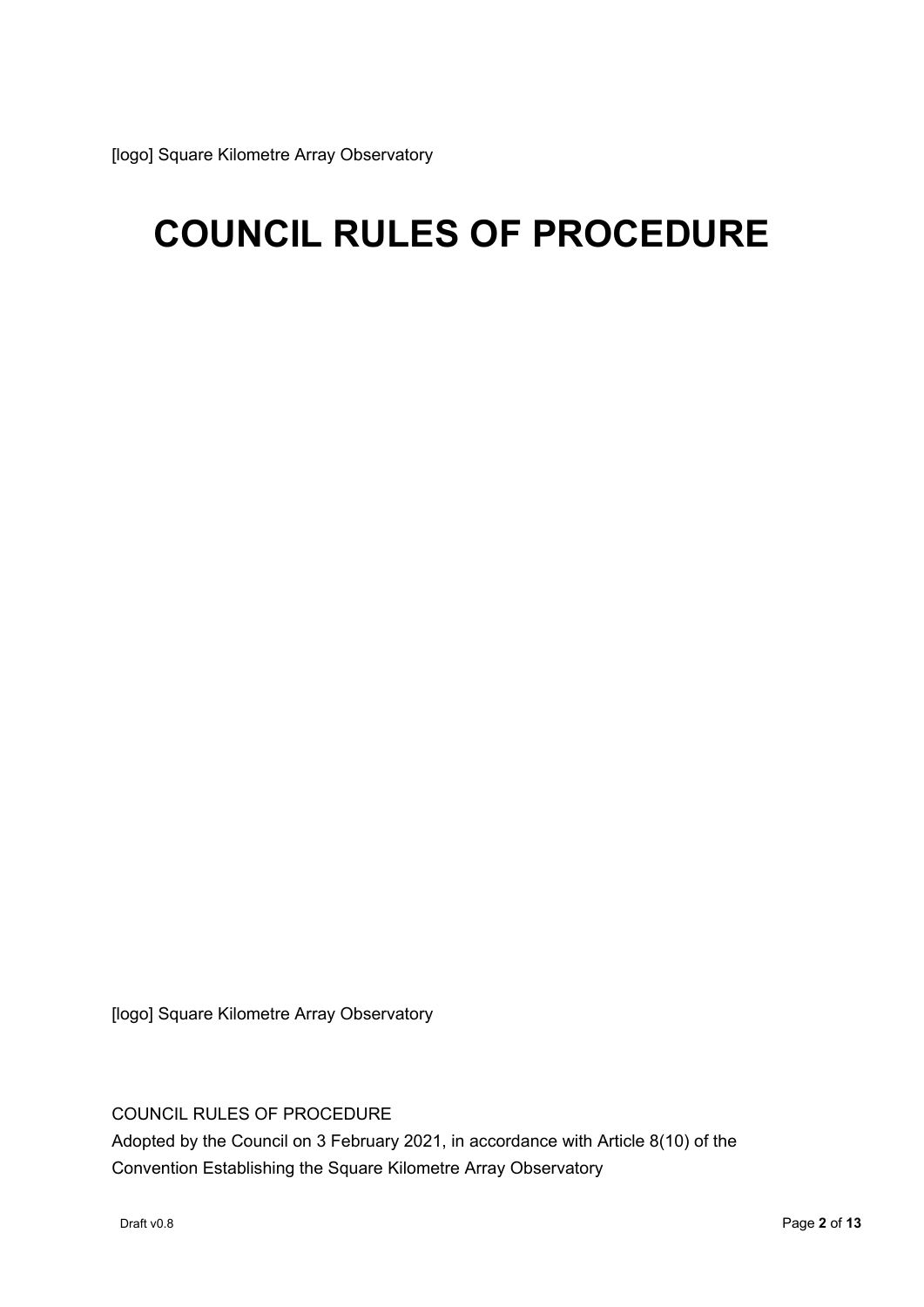[logo] Square Kilometre Array Observatory

# COUNCIL RULES OF PROCEDURE

[logo] Square Kilometre Array Observatory

COUNCIL RULES OF PROCEDURE

Adopted by the Council on 3 February 2021, in accordance with Article 8(10) of the Convention Establishing the Square Kilometre Array Observatory

Draft v0.8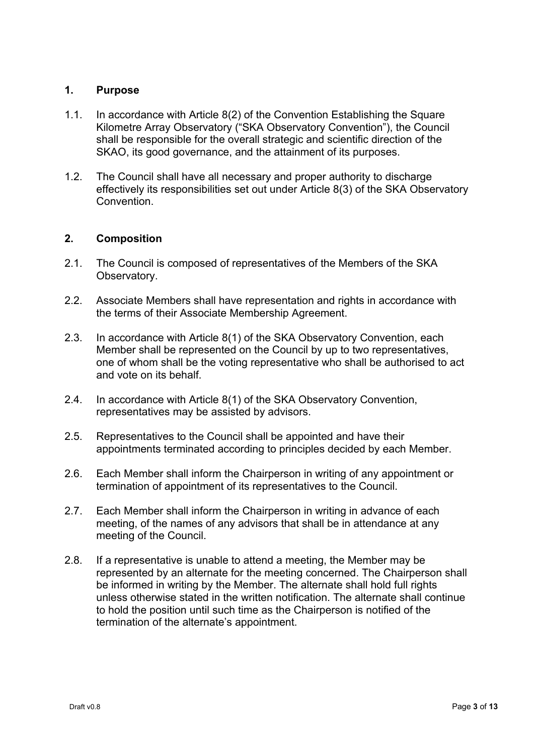## 1. Purpose

1.1. In accordance with Article 8(2) of the Convention Establishing the Square Kilometre Array Observatory ("SKA Observatory Convention"), the Council shall be responsible for the overall strategic and scientific direction of the SKAO, its good governance, and the attainment of its purposes.

1.2. The Council shall have all necessary and proper authority to discharge effectively its responsibilities set out under Article 8(3) of the SKA Observatory Convention.

## 2. Composition

2.1. The Council is composed of representatives of the Members of the SKA Observatory.

2.2. Associate Members shall have representation and rights in accordance with the terms of their Associate Membership Agreement.

2.3. In accordance with Article 8(1) of the SKA Observatory Convention, each Member shall be represented on the Council by up to two representatives, one of whom shall be the voting representative who shall be authorised to act and vote on its behalf.

2.4. In accordance with Article 8(1) of the SKA Observatory Convention, representatives may be assisted by advisors.

2.5. Representatives to the Council shall be appointed and have their appointments terminated according to principles decided by each Member.

2.6. Each Member shall inform the Chairperson in writing of any appointment or termination of appointment of its representatives to the Council.

2.7. Each Member shall inform the Chairperson in writing in advance of each meeting, of the names of any advisors that shall be in attendance at any meeting of the Council.

2.8. If a representative is unable to attend a meeting, the Member may be represented by an alternate for the meeting concerned. The Chairperson shall be informed in writing by the Member. The alternate shall hold full rights unless otherwise stated in the written notification. The alternate shall continue to hold the position until such time as the Chairperson is notified of the termination of the alternate's appointment.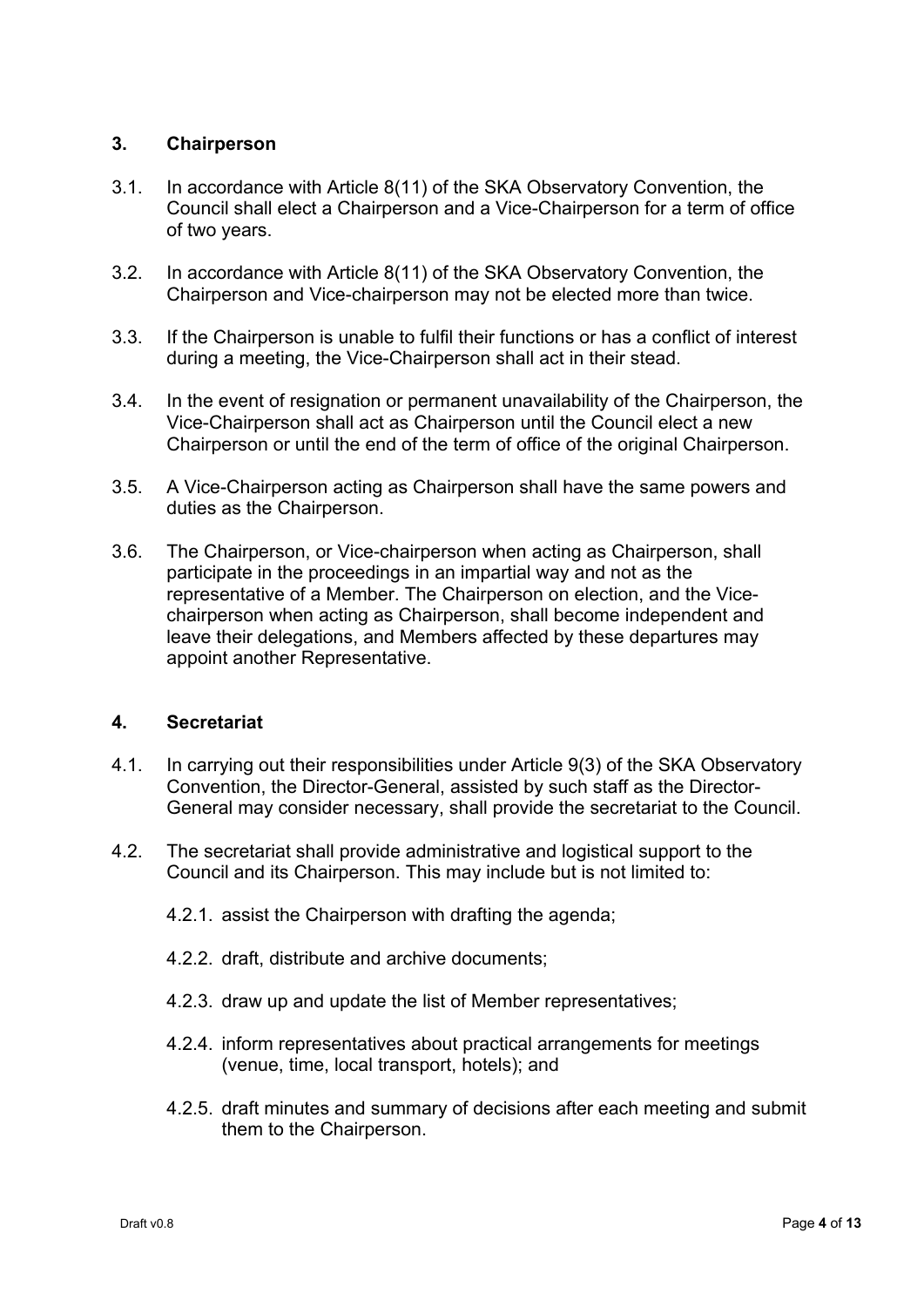## 3. Chairperson

3.1. In accordance with Article 8(11) of the SKA Observatory Convention, the Council shall elect a Chairperson and a Vice-Chairperson for a term of office of two years.

3.2. In accordance with Article 8(11) of the SKA Observatory Convention, the Chairperson and Vice-chairperson may not be elected more than twice.

3.3. If the Chairperson is unable to fulfil their functions or has a conflict of interest during a meeting, the Vice-Chairperson shall act in their stead.

3.4. In the event of resignation or permanent unavailability of the Chairperson, the Vice-Chairperson shall act as Chairperson until the Council elect a new Chairperson or until the end of the term of office of the original Chairperson.

3.5. A Vice-Chairperson acting as Chairperson shall have the same powers and duties as the Chairperson.

3.6. The Chairperson, or Vice-chairperson when acting as Chairperson, shall participate in the proceedings in an impartial way and not as the representative of a Member. The Chairperson on election, and the Vice-chairperson when acting as Chairperson, shall become independent and leave their delegations, and Members affected by these departures may appoint another Representative.

## 4. Secretariat

4.1. In carrying out their responsibilities under Article 9(3) of the SKA Observatory Convention, the Director-General, assisted by such staff as the Director-General may consider necessary, shall provide the secretariat to the Council.

4.2. The secretariat shall provide administrative and logistical support to the Council and its Chairperson. This may include but is not limited to:

4.2.1. assist the Chairperson with drafting the agenda;

4.2.2. draft, distribute and archive documents;

4.2.3. draw up and update the list of Member representatives;

4.2.4. inform representatives about practical arrangements for meetings (venue, time, local transport, hotels); and

4.2.5. draft minutes and summary of decisions after each meeting and submit them to the Chairperson.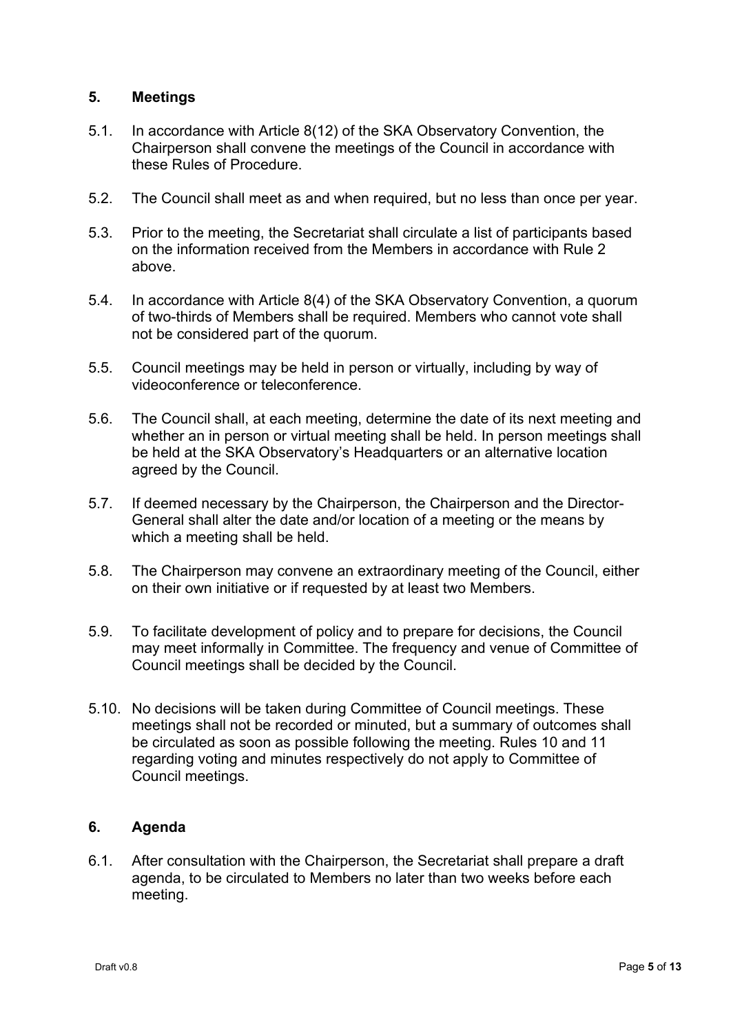## 5. Meetings

5.1. In accordance with Article 8(12) of the SKA Observatory Convention, the Chairperson shall convene the meetings of the Council in accordance with these Rules of Procedure.

5.2. The Council shall meet as and when required, but no less than once per year.

5.3. Prior to the meeting, the Secretariat shall circulate a list of participants based on the information received from the Members in accordance with Rule 2 above.

5.4. In accordance with Article 8(4) of the SKA Observatory Convention, a quorum of two-thirds of Members shall be required. Members who cannot vote shall not be considered part of the quorum.

5.5. Council meetings may be held in person or virtually, including by way of videoconference or teleconference.

5.6. The Council shall, at each meeting, determine the date of its next meeting and whether an in person or virtual meeting shall be held. In person meetings shall be held at the SKA Observatory's Headquarters or an alternative location agreed by the Council.

5.7. If deemed necessary by the Chairperson, the Chairperson and the Director-General shall alter the date and/or location of a meeting or the means by which a meeting shall be held.

5.8. The Chairperson may convene an extraordinary meeting of the Council, either on their own initiative or if requested by at least two Members.

5.9. To facilitate development of policy and to prepare for decisions, the Council may meet informally in Committee. The frequency and venue of Committee of Council meetings shall be decided by the Council.

5.10. No decisions will be taken during Committee of Council meetings. These meetings shall not be recorded or minuted, but a summary of outcomes shall be circulated as soon as possible following the meeting. Rules 10 and 11 regarding voting and minutes respectively do not apply to Committee of Council meetings.

## 6. Agenda

6.1. After consultation with the Chairperson, the Secretariat shall prepare a draft agenda, to be circulated to Members no later than two weeks before each meeting.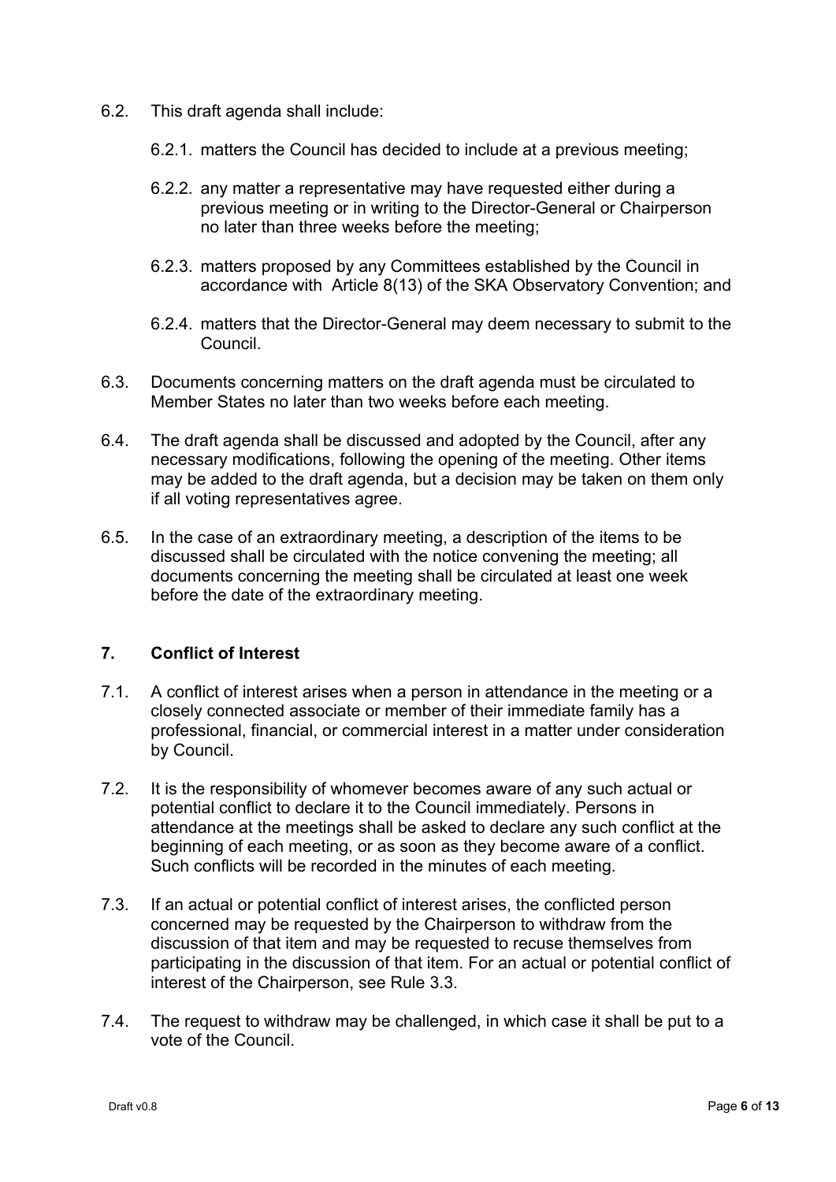6.2. This draft agenda shall include:

6.2.1. matters the Council has decided to include at a previous meeting;

6.2.2. any matter a representative may have requested either during a previous meeting or in writing to the Director-General or Chairperson no later than three weeks before the meeting;

6.2.3. matters proposed by any Committees established by the Council in accordance with Article 8(13) of the SKA Observatory Convention; and

6.2.4. matters that the Director-General may deem necessary to submit to the Council.

6.3. Documents concerning matters on the draft agenda must be circulated to Member States no later than two weeks before each meeting.

6.4. The draft agenda shall be discussed and adopted by the Council, after any necessary modifications, following the opening of the meeting. Other items may be added to the draft agenda, but a decision may be taken on them only if all voting representatives agree.

6.5. In the case of an extraordinary meeting, a description of the items to be discussed shall be circulated with the notice convening the meeting; all documents concerning the meeting shall be circulated at least one week before the date of the extraordinary meeting.

## 7. Conflict of Interest

7.1. A conflict of interest arises when a person in attendance in the meeting or a closely connected associate or member of their immediate family has a professional, financial, or commercial interest in a matter under consideration by Council.

7.2. It is the responsibility of whomever becomes aware of any such actual or potential conflict to declare it to the Council immediately. Persons in attendance at the meetings shall be asked to declare any such conflict at the beginning of each meeting, or as soon as they become aware of a conflict. Such conflicts will be recorded in the minutes of each meeting.

7.3. If an actual or potential conflict of interest arises, the conflicted person concerned may be requested by the Chairperson to withdraw from the discussion of that item and may be requested to recuse themselves from participating in the discussion of that item. For an actual or potential conflict of interest of the Chairperson, see Rule 3.3.

7.4. The request to withdraw may be challenged, in which case it shall be put to a vote of the Council.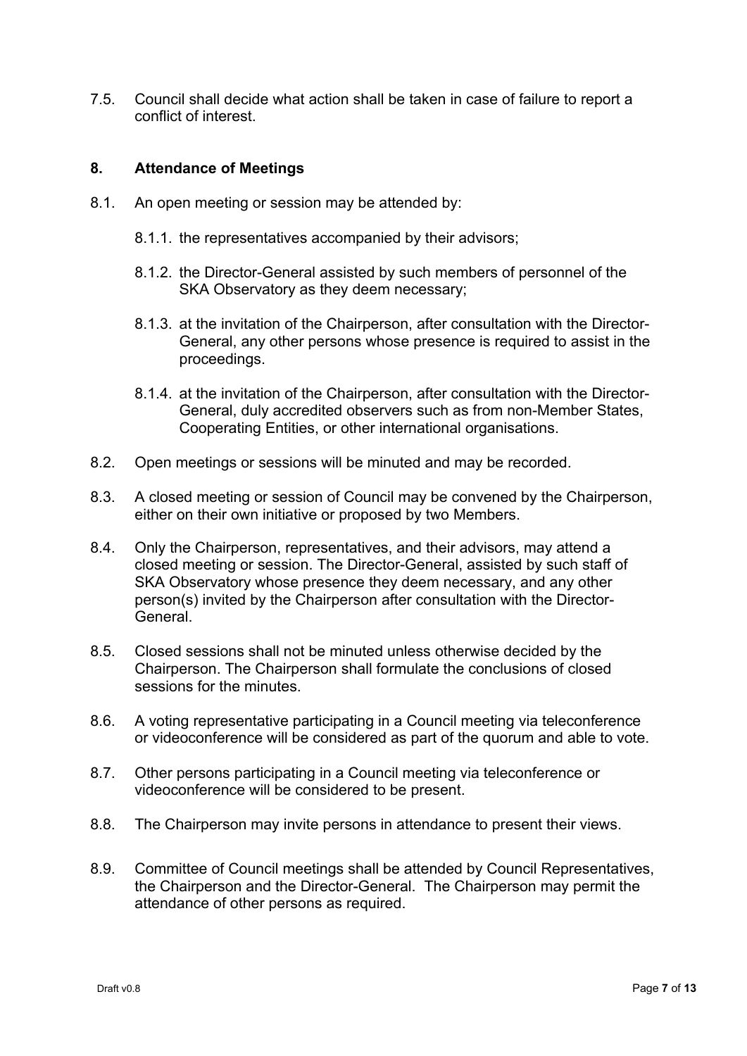7.5. Council shall decide what action shall be taken in case of failure to report a conflict of interest.

## 8. Attendance of Meetings

8.1. An open meeting or session may be attended by:

- 8.1.1. the representatives accompanied by their advisors;
- 8.1.2. the Director-General assisted by such members of personnel of the SKA Observatory as they deem necessary;
- 8.1.3. at the invitation of the Chairperson, after consultation with the Director-General, any other persons whose presence is required to assist in the proceedings.
- 8.1.4. at the invitation of the Chairperson, after consultation with the Director-General, duly accredited observers such as from non-Member States, Cooperating Entities, or other international organisations.

8.2. Open meetings or sessions will be minuted and may be recorded.

8.3. A closed meeting or session of Council may be convened by the Chairperson, either on their own initiative or proposed by two Members.

8.4. Only the Chairperson, representatives, and their advisors, may attend a closed meeting or session. The Director-General, assisted by such staff of SKA Observatory whose presence they deem necessary, and any other person(s) invited by the Chairperson after consultation with the Director-General.

8.5. Closed sessions shall not be minuted unless otherwise decided by the Chairperson. The Chairperson shall formulate the conclusions of closed sessions for the minutes.

8.6. A voting representative participating in a Council meeting via teleconference or videoconference will be considered as part of the quorum and able to vote.

8.7. Other persons participating in a Council meeting via teleconference or videoconference will be considered to be present.

8.8. The Chairperson may invite persons in attendance to present their views.

8.9. Committee of Council meetings shall be attended by Council Representatives, the Chairperson and the Director-General. The Chairperson may permit the attendance of other persons as required.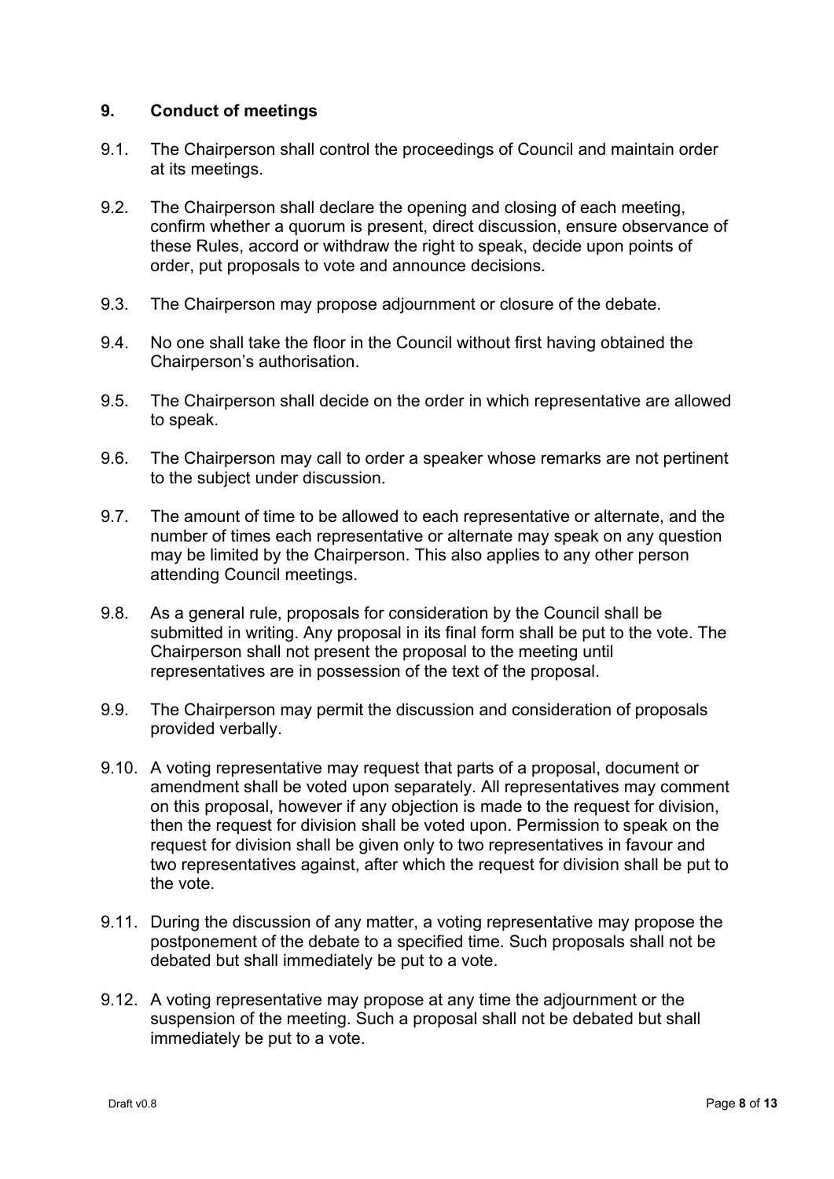## 9. Conduct of meetings

9.1. The Chairperson shall control the proceedings of Council and maintain order at its meetings.

9.2. The Chairperson shall declare the opening and closing of each meeting, confirm whether a quorum is present, direct discussion, ensure observance of these Rules, accord or withdraw the right to speak, decide upon points of order, put proposals to vote and announce decisions.

9.3. The Chairperson may propose adjournment or closure of the debate.

9.4. No one shall take the floor in the Council without first having obtained the Chairperson's authorisation.

9.5. The Chairperson shall decide on the order in which representative are allowed to speak.

9.6. The Chairperson may call to order a speaker whose remarks are not pertinent to the subject under discussion.

9.7. The amount of time to be allowed to each representative or alternate, and the number of times each representative or alternate may speak on any question may be limited by the Chairperson. This also applies to any other person attending Council meetings.

9.8. As a general rule, proposals for consideration by the Council shall be submitted in writing. Any proposal in its final form shall be put to the vote. The Chairperson shall not present the proposal to the meeting until representatives are in possession of the text of the proposal.

9.9. The Chairperson may permit the discussion and consideration of proposals provided verbally.

9.10. A voting representative may request that parts of a proposal, document or amendment shall be voted upon separately. All representatives may comment on this proposal, however if any objection is made to the request for division, then the request for division shall be voted upon. Permission to speak on the request for division shall be given only to two representatives in favour and two representatives against, after which the request for division shall be put to the vote.

9.11. During the discussion of any matter, a voting representative may propose the postponement of the debate to a specified time. Such proposals shall not be debated but shall immediately be put to a vote.

9.12. A voting representative may propose at any time the adjournment or the suspension of the meeting. Such a proposal shall not be debated but shall immediately be put to a vote.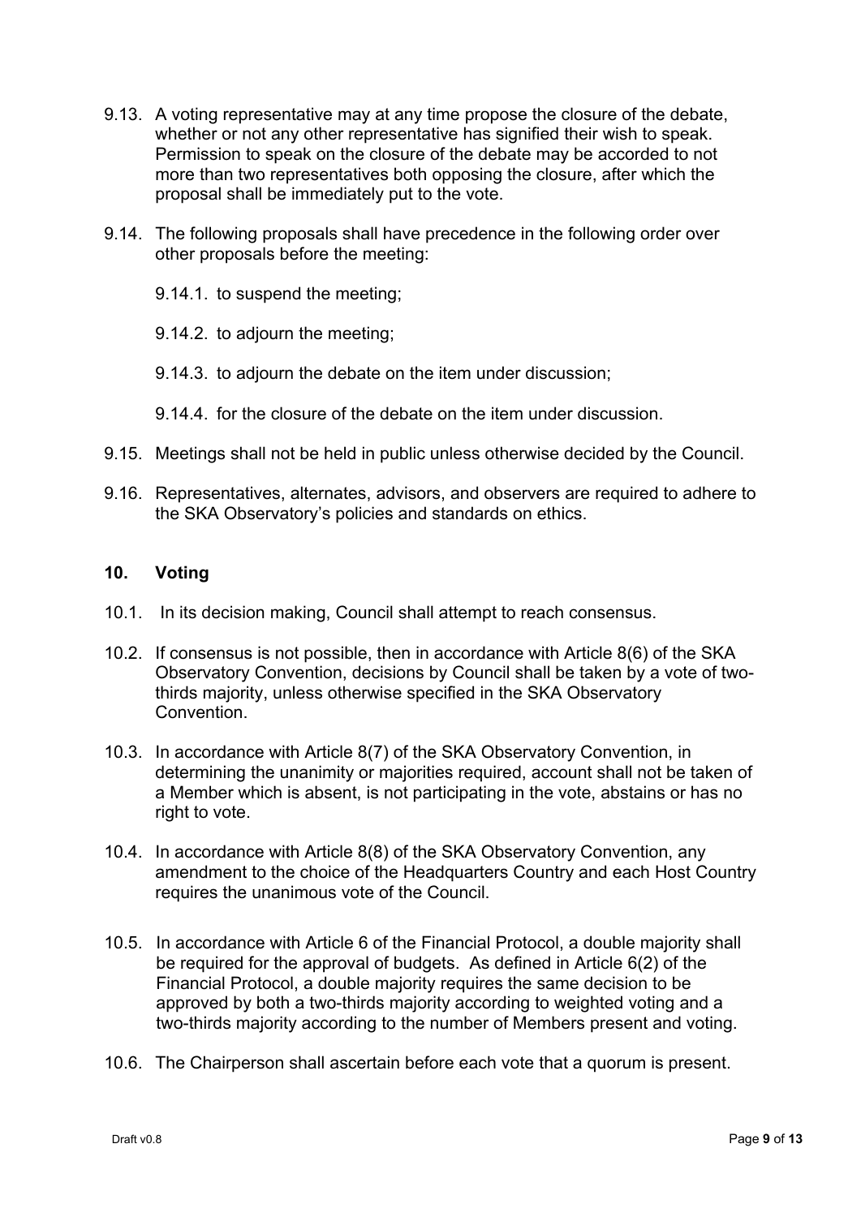9.13. A voting representative may at any time propose the closure of the debate, whether or not any other representative has signified their wish to speak. Permission to speak on the closure of the debate may be accorded to not more than two representatives both opposing the closure, after which the proposal shall be immediately put to the vote.

9.14. The following proposals shall have precedence in the following order over other proposals before the meeting:

9.14.1. to suspend the meeting;

9.14.2. to adjourn the meeting;

9.14.3. to adjourn the debate on the item under discussion;

9.14.4. for the closure of the debate on the item under discussion.

9.15. Meetings shall not be held in public unless otherwise decided by the Council.

9.16. Representatives, alternates, advisors, and observers are required to adhere to the SKA Observatory's policies and standards on ethics.

## 10. Voting

10.1. In its decision making, Council shall attempt to reach consensus.

10.2. If consensus is not possible, then in accordance with Article 8(6) of the SKA Observatory Convention, decisions by Council shall be taken by a vote of two-thirds majority, unless otherwise specified in the SKA Observatory Convention.

10.3. In accordance with Article 8(7) of the SKA Observatory Convention, in determining the unanimity or majorities required, account shall not be taken of a Member which is absent, is not participating in the vote, abstains or has no right to vote.

10.4. In accordance with Article 8(8) of the SKA Observatory Convention, any amendment to the choice of the Headquarters Country and each Host Country requires the unanimous vote of the Council.

10.5. In accordance with Article 6 of the Financial Protocol, a double majority shall be required for the approval of budgets. As defined in Article 6(2) of the Financial Protocol, a double majority requires the same decision to be approved by both a two-thirds majority according to weighted voting and a two-thirds majority according to the number of Members present and voting.

10.6. The Chairperson shall ascertain before each vote that a quorum is present.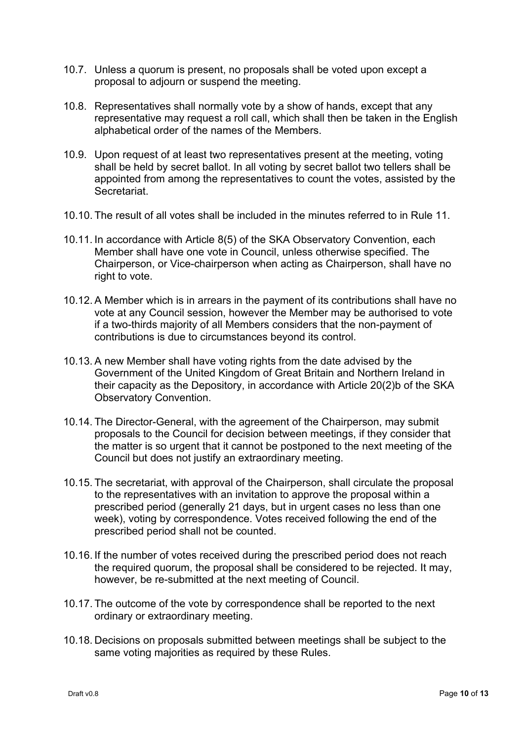10.7. Unless a quorum is present, no proposals shall be voted upon except a proposal to adjourn or suspend the meeting.

10.8. Representatives shall normally vote by a show of hands, except that any representative may request a roll call, which shall then be taken in the English alphabetical order of the names of the Members.

10.9. Upon request of at least two representatives present at the meeting, voting shall be held by secret ballot. In all voting by secret ballot two tellers shall be appointed from among the representatives to count the votes, assisted by the Secretariat.

10.10. The result of all votes shall be included in the minutes referred to in Rule 11.

10.11. In accordance with Article 8(5) of the SKA Observatory Convention, each Member shall have one vote in Council, unless otherwise specified. The Chairperson, or Vice-chairperson when acting as Chairperson, shall have no right to vote.

10.12. A Member which is in arrears in the payment of its contributions shall have no vote at any Council session, however the Member may be authorised to vote if a two-thirds majority of all Members considers that the non-payment of contributions is due to circumstances beyond its control.

10.13. A new Member shall have voting rights from the date advised by the Government of the United Kingdom of Great Britain and Northern Ireland in their capacity as the Depository, in accordance with Article 20(2)b of the SKA Observatory Convention.

10.14. The Director-General, with the agreement of the Chairperson, may submit proposals to the Council for decision between meetings, if they consider that the matter is so urgent that it cannot be postponed to the next meeting of the Council but does not justify an extraordinary meeting.

10.15. The secretariat, with approval of the Chairperson, shall circulate the proposal to the representatives with an invitation to approve the proposal within a prescribed period (generally 21 days, but in urgent cases no less than one week), voting by correspondence. Votes received following the end of the prescribed period shall not be counted.

10.16. If the number of votes received during the prescribed period does not reach the required quorum, the proposal shall be considered to be rejected. It may, however, be re-submitted at the next meeting of Council.

10.17. The outcome of the vote by correspondence shall be reported to the next ordinary or extraordinary meeting.

10.18. Decisions on proposals submitted between meetings shall be subject to the same voting majorities as required by these Rules.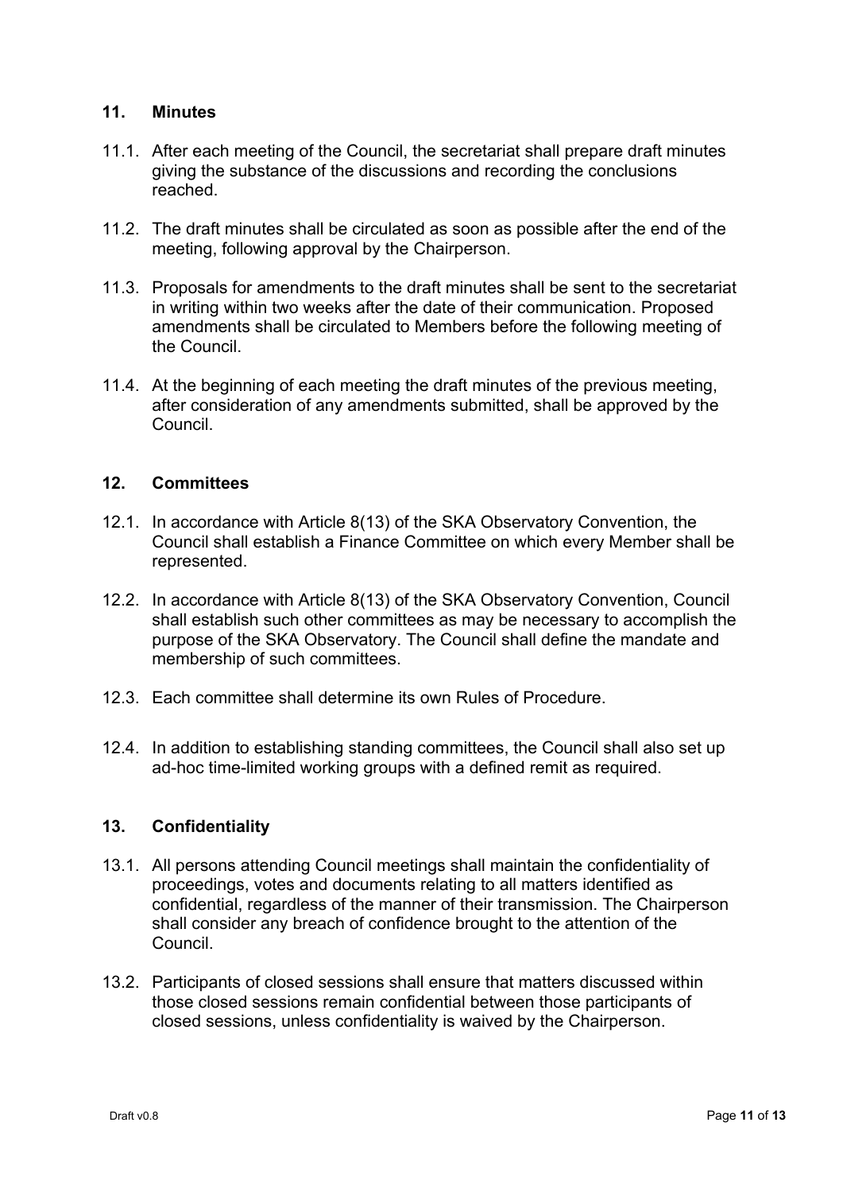## 11. Minutes

11.1. After each meeting of the Council, the secretariat shall prepare draft minutes giving the substance of the discussions and recording the conclusions reached.

11.2. The draft minutes shall be circulated as soon as possible after the end of the meeting, following approval by the Chairperson.

11.3. Proposals for amendments to the draft minutes shall be sent to the secretariat in writing within two weeks after the date of their communication. Proposed amendments shall be circulated to Members before the following meeting of the Council.

11.4. At the beginning of each meeting the draft minutes of the previous meeting, after consideration of any amendments submitted, shall be approved by the Council.

## 12. Committees

12.1. In accordance with Article 8(13) of the SKA Observatory Convention, the Council shall establish a Finance Committee on which every Member shall be represented.

12.2. In accordance with Article 8(13) of the SKA Observatory Convention, Council shall establish such other committees as may be necessary to accomplish the purpose of the SKA Observatory. The Council shall define the mandate and membership of such committees.

12.3. Each committee shall determine its own Rules of Procedure.

12.4. In addition to establishing standing committees, the Council shall also set up ad-hoc time-limited working groups with a defined remit as required.

## 13. Confidentiality

13.1. All persons attending Council meetings shall maintain the confidentiality of proceedings, votes and documents relating to all matters identified as confidential, regardless of the manner of their transmission. The Chairperson shall consider any breach of confidence brought to the attention of the Council.

13.2. Participants of closed sessions shall ensure that matters discussed within those closed sessions remain confidential between those participants of closed sessions, unless confidentiality is waived by the Chairperson.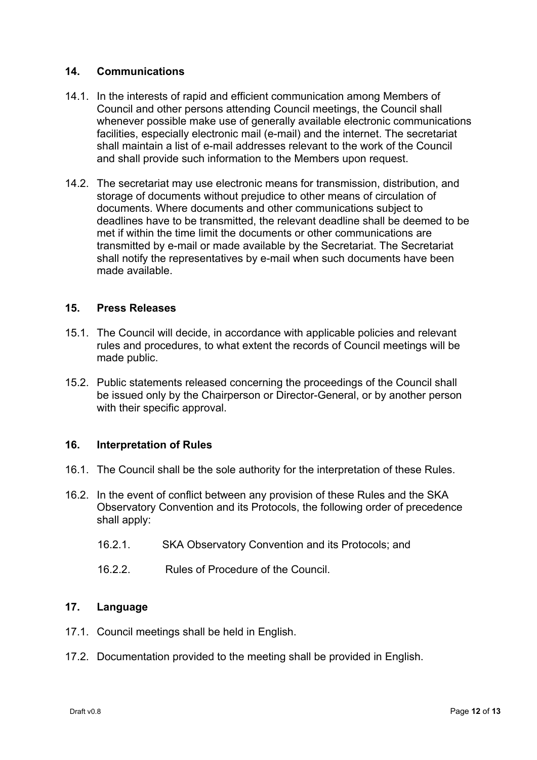## 14. Communications

14.1. In the interests of rapid and efficient communication among Members of Council and other persons attending Council meetings, the Council shall whenever possible make use of generally available electronic communications facilities, especially electronic mail (e-mail) and the internet. The secretariat shall maintain a list of e-mail addresses relevant to the work of the Council and shall provide such information to the Members upon request.

14.2. The secretariat may use electronic means for transmission, distribution, and storage of documents without prejudice to other means of circulation of documents. Where documents and other communications subject to deadlines have to be transmitted, the relevant deadline shall be deemed to be met if within the time limit the documents or other communications are transmitted by e-mail or made available by the Secretariat. The Secretariat shall notify the representatives by e-mail when such documents have been made available.

## 15. Press Releases

15.1. The Council will decide, in accordance with applicable policies and relevant rules and procedures, to what extent the records of Council meetings will be made public.

15.2. Public statements released concerning the proceedings of the Council shall be issued only by the Chairperson or Director-General, or by another person with their specific approval.

## 16. Interpretation of Rules

16.1. The Council shall be the sole authority for the interpretation of these Rules.

16.2. In the event of conflict between any provision of these Rules and the SKA Observatory Convention and its Protocols, the following order of precedence shall apply:

16.2.1. SKA Observatory Convention and its Protocols; and

16.2.2. Rules of Procedure of the Council.

## 17. Language

17.1. Council meetings shall be held in English.

17.2. Documentation provided to the meeting shall be provided in English.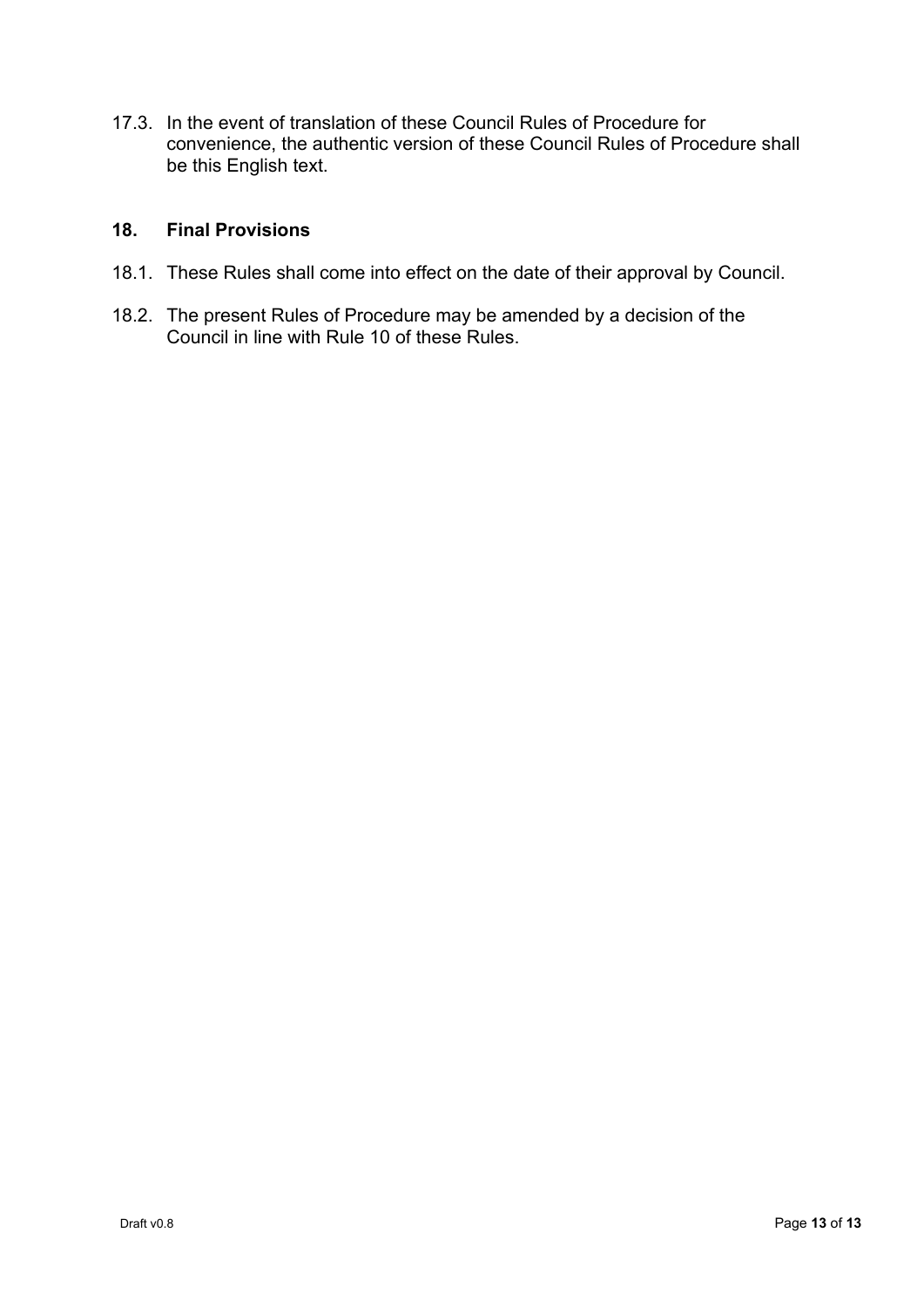17.3. In the event of translation of these Council Rules of Procedure for convenience, the authentic version of these Council Rules of Procedure shall be this English text.

## 18. Final Provisions

18.1. These Rules shall come into effect on the date of their approval by Council.

18.2. The present Rules of Procedure may be amended by a decision of the Council in line with Rule 10 of these Rules.